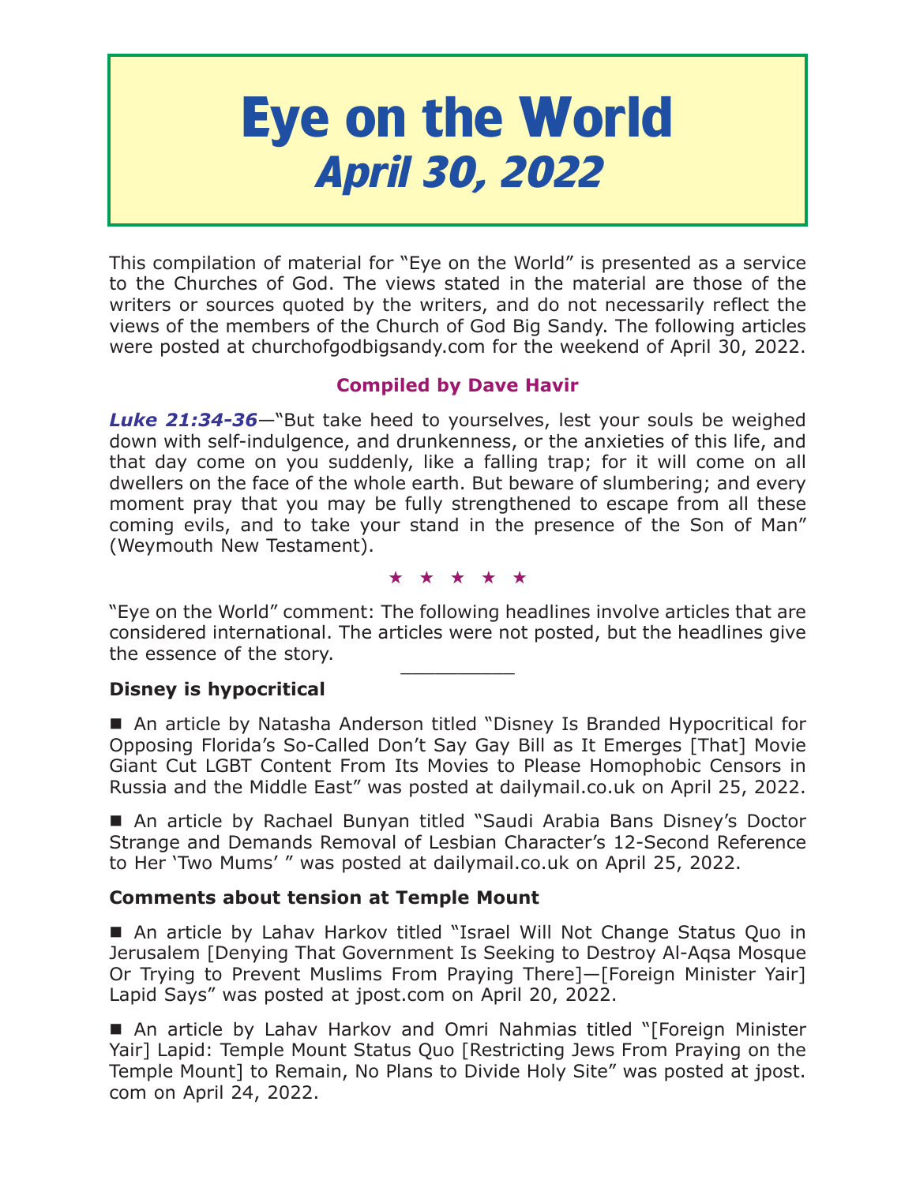# Eye on the World
## *April 30, 2022*

This compilation of material for "Eye on the World" is presented as a service to the Churches of God. The views stated in the material are those of the writers or sources quoted by the writers, and do not necessarily reflect the views of the members of the Church of God Big Sandy. The following articles were posted at churchofgodbigsandy.com for the weekend of April 30, 2022.

**Compiled by Dave Havir**

***Luke 21:34-36***—"But take heed to yourselves, lest your souls be weighed down with self-indulgence, and drunkenness, or the anxieties of this life, and that day come on you suddenly, like a falling trap; for it will come on all dwellers on the face of the whole earth. But beware of slumbering; and every moment pray that you may be fully strengthened to escape from all these coming evils, and to take your stand in the presence of the Son of Man" (Weymouth New Testament).

★ ★ ★ ★ ★

"Eye on the World" comment: The following headlines involve articles that are considered international. The articles were not posted, but the headlines give the essence of the story.

---

**Disney is hypocritical**

■ An article by Natasha Anderson titled "Disney Is Branded Hypocritical for Opposing Florida's So-Called Don't Say Gay Bill as It Emerges [That] Movie Giant Cut LGBT Content From Its Movies to Please Homophobic Censors in Russia and the Middle East" was posted at dailymail.co.uk on April 25, 2022.

■ An article by Rachael Bunyan titled "Saudi Arabia Bans Disney's Doctor Strange and Demands Removal of Lesbian Character's 12-Second Reference to Her 'Two Mums' " was posted at dailymail.co.uk on April 25, 2022.

**Comments about tension at Temple Mount**

■ An article by Lahav Harkov titled "Israel Will Not Change Status Quo in Jerusalem [Denying That Government Is Seeking to Destroy Al-Aqsa Mosque Or Trying to Prevent Muslims From Praying There]—[Foreign Minister Yair] Lapid Says" was posted at jpost.com on April 20, 2022.

■ An article by Lahav Harkov and Omri Nahmias titled "[Foreign Minister Yair] Lapid: Temple Mount Status Quo [Restricting Jews From Praying on the Temple Mount] to Remain, No Plans to Divide Holy Site" was posted at jpost.com on April 24, 2022.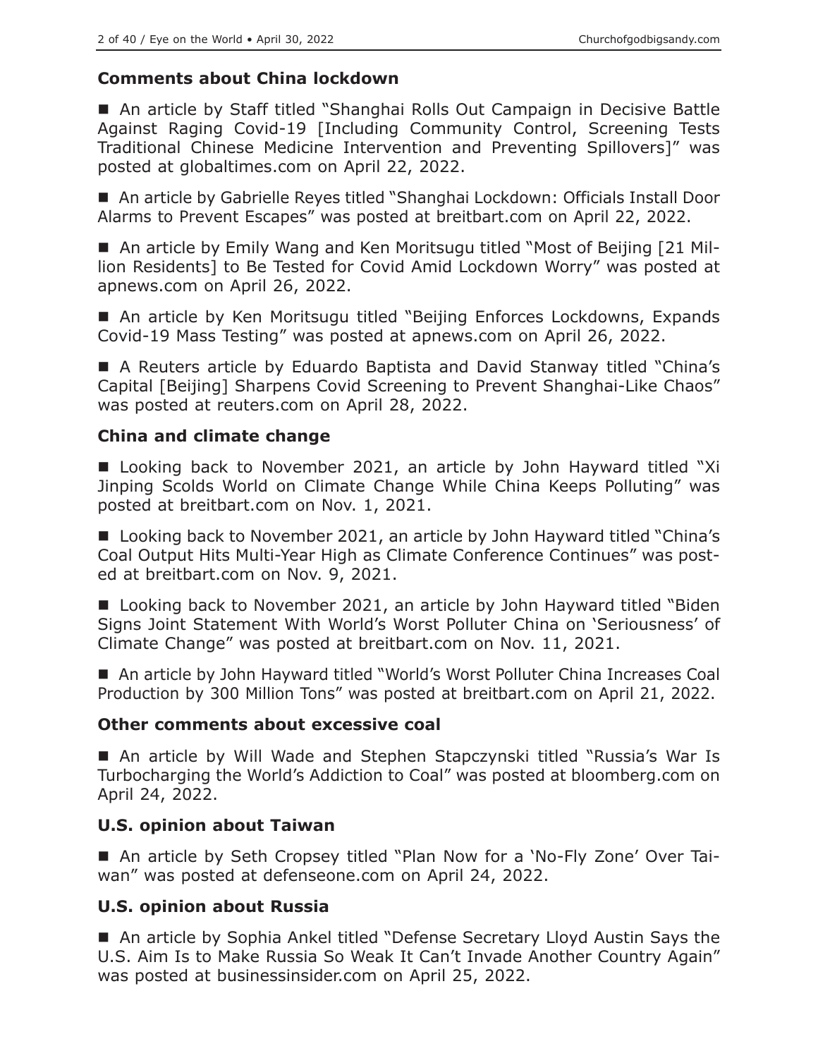### Comments about China lockdown

- An article by Staff titled "Shanghai Rolls Out Campaign in Decisive Battle Against Raging Covid-19 [Including Community Control, Screening Tests Traditional Chinese Medicine Intervention and Preventing Spillovers]" was posted at globaltimes.com on April 22, 2022.

- An article by Gabrielle Reyes titled "Shanghai Lockdown: Officials Install Door Alarms to Prevent Escapes" was posted at breitbart.com on April 22, 2022.

- An article by Emily Wang and Ken Moritsugu titled "Most of Beijing [21 Million Residents] to Be Tested for Covid Amid Lockdown Worry" was posted at apnews.com on April 26, 2022.

- An article by Ken Moritsugu titled "Beijing Enforces Lockdowns, Expands Covid-19 Mass Testing" was posted at apnews.com on April 26, 2022.

- A Reuters article by Eduardo Baptista and David Stanway titled "China's Capital [Beijing] Sharpens Covid Screening to Prevent Shanghai-Like Chaos" was posted at reuters.com on April 28, 2022.

### China and climate change

- Looking back to November 2021, an article by John Hayward titled "Xi Jinping Scolds World on Climate Change While China Keeps Polluting" was posted at breitbart.com on Nov. 1, 2021.

- Looking back to November 2021, an article by John Hayward titled "China's Coal Output Hits Multi-Year High as Climate Conference Continues" was posted at breitbart.com on Nov. 9, 2021.

- Looking back to November 2021, an article by John Hayward titled "Biden Signs Joint Statement With World's Worst Polluter China on 'Seriousness' of Climate Change" was posted at breitbart.com on Nov. 11, 2021.

- An article by John Hayward titled "World's Worst Polluter China Increases Coal Production by 300 Million Tons" was posted at breitbart.com on April 21, 2022.

### Other comments about excessive coal

- An article by Will Wade and Stephen Stapczynski titled "Russia's War Is Turbocharging the World's Addiction to Coal" was posted at bloomberg.com on April 24, 2022.

### U.S. opinion about Taiwan

- An article by Seth Cropsey titled "Plan Now for a 'No-Fly Zone' Over Taiwan" was posted at defenseone.com on April 24, 2022.

### U.S. opinion about Russia

- An article by Sophia Ankel titled "Defense Secretary Lloyd Austin Says the U.S. Aim Is to Make Russia So Weak It Can't Invade Another Country Again" was posted at businessinsider.com on April 25, 2022.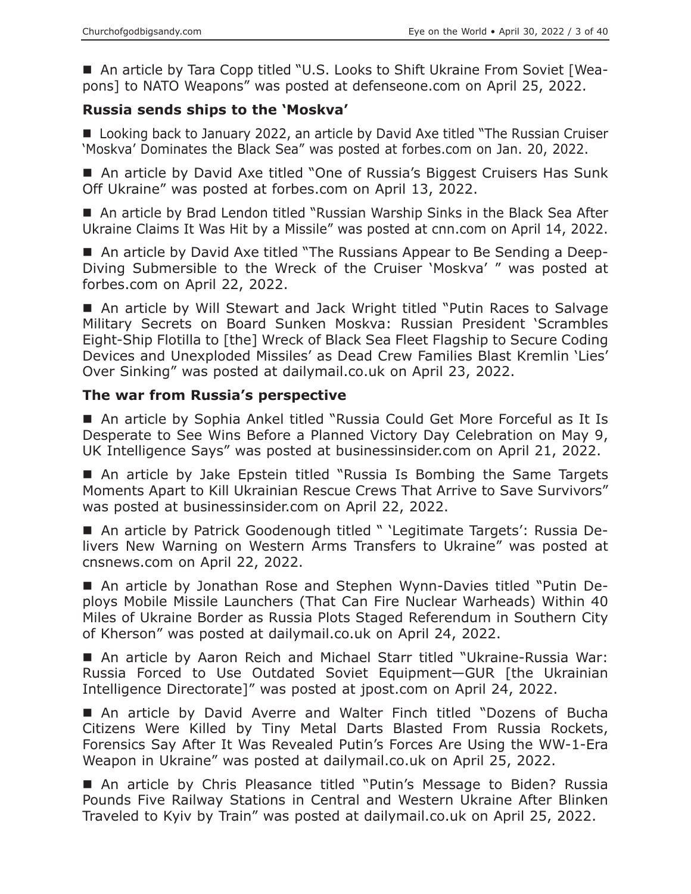■ An article by Tara Copp titled "U.S. Looks to Shift Ukraine From Soviet [Weapons] to NATO Weapons" was posted at defenseone.com on April 25, 2022.

### Russia sends ships to the 'Moskva'

■ Looking back to January 2022, an article by David Axe titled "The Russian Cruiser 'Moskva' Dominates the Black Sea" was posted at forbes.com on Jan. 20, 2022.

■ An article by David Axe titled "One of Russia's Biggest Cruisers Has Sunk Off Ukraine" was posted at forbes.com on April 13, 2022.

■ An article by Brad Lendon titled "Russian Warship Sinks in the Black Sea After Ukraine Claims It Was Hit by a Missile" was posted at cnn.com on April 14, 2022.

■ An article by David Axe titled "The Russians Appear to Be Sending a Deep-Diving Submersible to the Wreck of the Cruiser 'Moskva' " was posted at forbes.com on April 22, 2022.

■ An article by Will Stewart and Jack Wright titled "Putin Races to Salvage Military Secrets on Board Sunken Moskva: Russian President 'Scrambles Eight-Ship Flotilla to [the] Wreck of Black Sea Fleet Flagship to Secure Coding Devices and Unexploded Missiles' as Dead Crew Families Blast Kremlin 'Lies' Over Sinking" was posted at dailymail.co.uk on April 23, 2022.

### The war from Russia's perspective

■ An article by Sophia Ankel titled "Russia Could Get More Forceful as It Is Desperate to See Wins Before a Planned Victory Day Celebration on May 9, UK Intelligence Says" was posted at businessinsider.com on April 21, 2022.

■ An article by Jake Epstein titled "Russia Is Bombing the Same Targets Moments Apart to Kill Ukrainian Rescue Crews That Arrive to Save Survivors" was posted at businessinsider.com on April 22, 2022.

■ An article by Patrick Goodenough titled " 'Legitimate Targets': Russia Delivers New Warning on Western Arms Transfers to Ukraine" was posted at cnsnews.com on April 22, 2022.

■ An article by Jonathan Rose and Stephen Wynn-Davies titled "Putin Deploys Mobile Missile Launchers (That Can Fire Nuclear Warheads) Within 40 Miles of Ukraine Border as Russia Plots Staged Referendum in Southern City of Kherson" was posted at dailymail.co.uk on April 24, 2022.

■ An article by Aaron Reich and Michael Starr titled "Ukraine-Russia War: Russia Forced to Use Outdated Soviet Equipment—GUR [the Ukrainian Intelligence Directorate]" was posted at jpost.com on April 24, 2022.

■ An article by David Averre and Walter Finch titled "Dozens of Bucha Citizens Were Killed by Tiny Metal Darts Blasted From Russia Rockets, Forensics Say After It Was Revealed Putin's Forces Are Using the WW-1-Era Weapon in Ukraine" was posted at dailymail.co.uk on April 25, 2022.

■ An article by Chris Pleasance titled "Putin's Message to Biden? Russia Pounds Five Railway Stations in Central and Western Ukraine After Blinken Traveled to Kyiv by Train" was posted at dailymail.co.uk on April 25, 2022.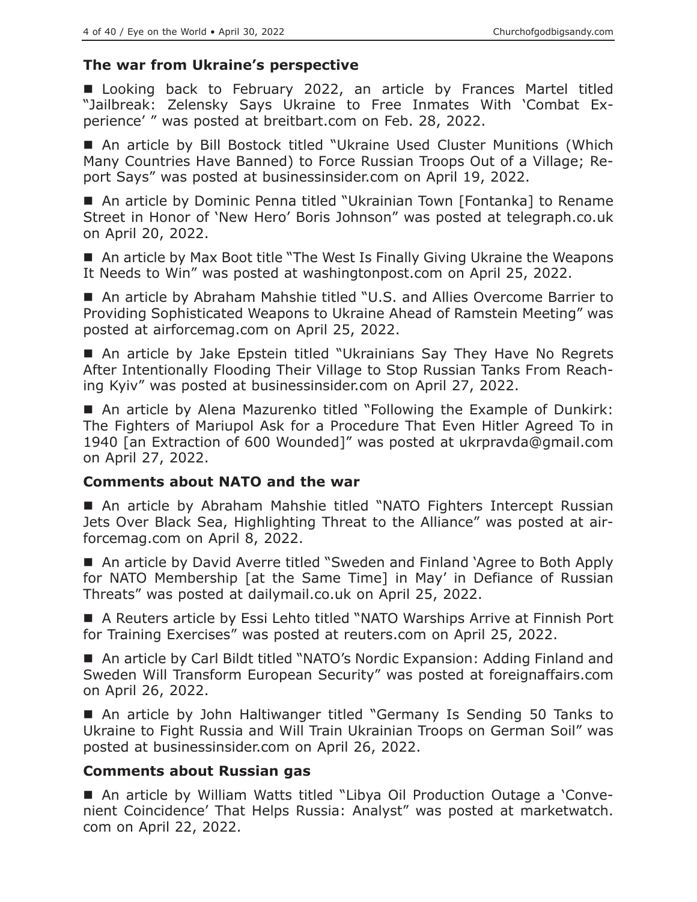### The war from Ukraine's perspective

■ Looking back to February 2022, an article by Frances Martel titled "Jailbreak: Zelensky Says Ukraine to Free Inmates With 'Combat Experience' " was posted at breitbart.com on Feb. 28, 2022.

■ An article by Bill Bostock titled "Ukraine Used Cluster Munitions (Which Many Countries Have Banned) to Force Russian Troops Out of a Village; Report Says" was posted at businessinsider.com on April 19, 2022.

■ An article by Dominic Penna titled "Ukrainian Town [Fontanka] to Rename Street in Honor of 'New Hero' Boris Johnson" was posted at telegraph.co.uk on April 20, 2022.

■ An article by Max Boot title "The West Is Finally Giving Ukraine the Weapons It Needs to Win" was posted at washingtonpost.com on April 25, 2022.

■ An article by Abraham Mahshie titled "U.S. and Allies Overcome Barrier to Providing Sophisticated Weapons to Ukraine Ahead of Ramstein Meeting" was posted at airforcemag.com on April 25, 2022.

■ An article by Jake Epstein titled "Ukrainians Say They Have No Regrets After Intentionally Flooding Their Village to Stop Russian Tanks From Reaching Kyiv" was posted at businessinsider.com on April 27, 2022.

■ An article by Alena Mazurenko titled "Following the Example of Dunkirk: The Fighters of Mariupol Ask for a Procedure That Even Hitler Agreed To in 1940 [an Extraction of 600 Wounded]" was posted at ukrpravda@gmail.com on April 27, 2022.

### Comments about NATO and the war

■ An article by Abraham Mahshie titled "NATO Fighters Intercept Russian Jets Over Black Sea, Highlighting Threat to the Alliance" was posted at airforcemag.com on April 8, 2022.

■ An article by David Averre titled "Sweden and Finland 'Agree to Both Apply for NATO Membership [at the Same Time] in May' in Defiance of Russian Threats" was posted at dailymail.co.uk on April 25, 2022.

■ A Reuters article by Essi Lehto titled "NATO Warships Arrive at Finnish Port for Training Exercises" was posted at reuters.com on April 25, 2022.

■ An article by Carl Bildt titled "NATO's Nordic Expansion: Adding Finland and Sweden Will Transform European Security" was posted at foreignaffairs.com on April 26, 2022.

■ An article by John Haltiwanger titled "Germany Is Sending 50 Tanks to Ukraine to Fight Russia and Will Train Ukrainian Troops on German Soil" was posted at businessinsider.com on April 26, 2022.

### Comments about Russian gas

■ An article by William Watts titled "Libya Oil Production Outage a 'Convenient Coincidence' That Helps Russia: Analyst" was posted at marketwatch.com on April 22, 2022.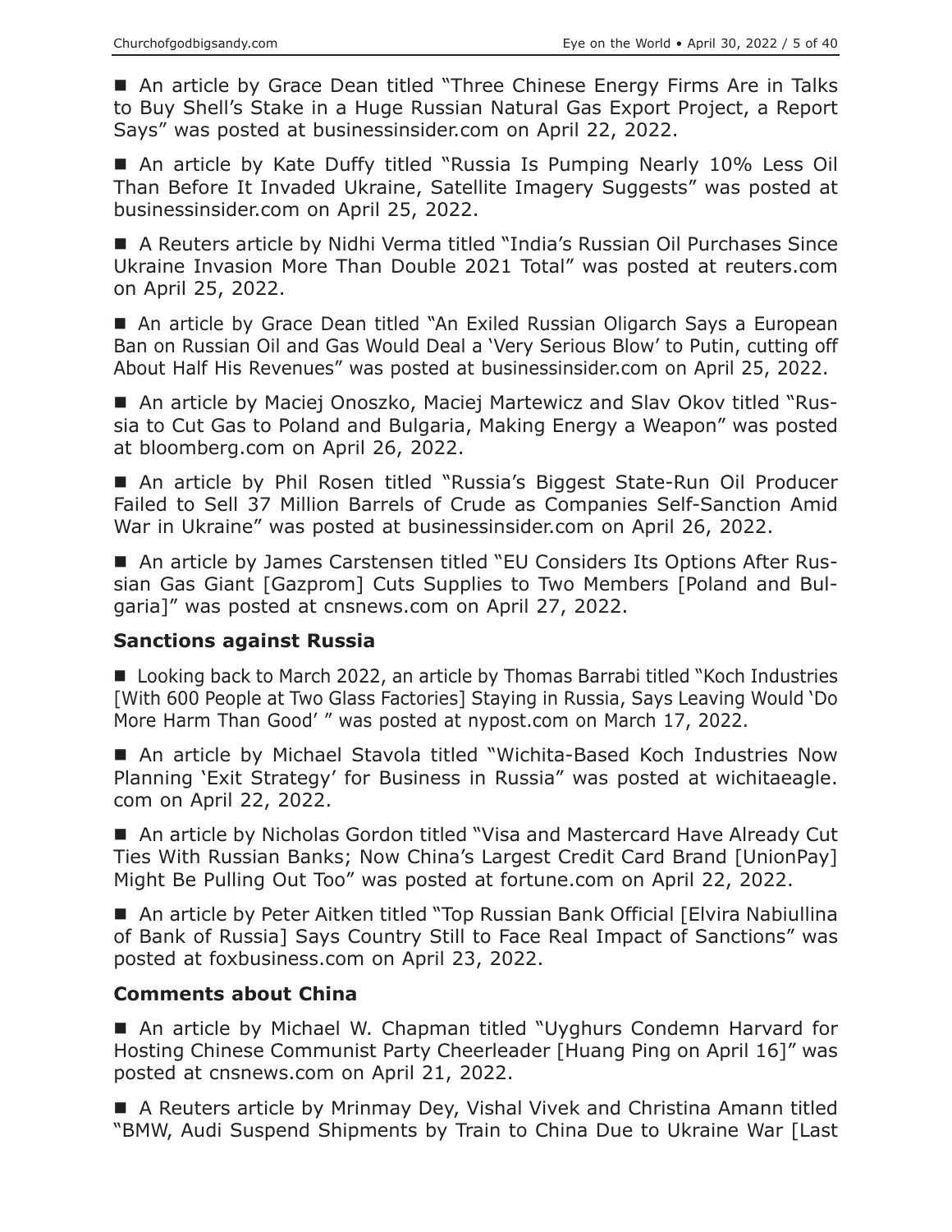■ An article by Grace Dean titled "Three Chinese Energy Firms Are in Talks to Buy Shell's Stake in a Huge Russian Natural Gas Export Project, a Report Says" was posted at businessinsider.com on April 22, 2022.

■ An article by Kate Duffy titled "Russia Is Pumping Nearly 10% Less Oil Than Before It Invaded Ukraine, Satellite Imagery Suggests" was posted at businessinsider.com on April 25, 2022.

■ A Reuters article by Nidhi Verma titled "India's Russian Oil Purchases Since Ukraine Invasion More Than Double 2021 Total" was posted at reuters.com on April 25, 2022.

■ An article by Grace Dean titled "An Exiled Russian Oligarch Says a European Ban on Russian Oil and Gas Would Deal a 'Very Serious Blow' to Putin, cutting off About Half His Revenues" was posted at businessinsider.com on April 25, 2022.

■ An article by Maciej Onoszko, Maciej Martewicz and Slav Okov titled "Russia to Cut Gas to Poland and Bulgaria, Making Energy a Weapon" was posted at bloomberg.com on April 26, 2022.

■ An article by Phil Rosen titled "Russia's Biggest State-Run Oil Producer Failed to Sell 37 Million Barrels of Crude as Companies Self-Sanction Amid War in Ukraine" was posted at businessinsider.com on April 26, 2022.

■ An article by James Carstensen titled "EU Considers Its Options After Russian Gas Giant [Gazprom] Cuts Supplies to Two Members [Poland and Bulgaria]" was posted at cnsnews.com on April 27, 2022.

### Sanctions against Russia

■ Looking back to March 2022, an article by Thomas Barrabi titled "Koch Industries [With 600 People at Two Glass Factories] Staying in Russia, Says Leaving Would 'Do More Harm Than Good' " was posted at nypost.com on March 17, 2022.

■ An article by Michael Stavola titled "Wichita-Based Koch Industries Now Planning 'Exit Strategy' for Business in Russia" was posted at wichitaeagle.com on April 22, 2022.

■ An article by Nicholas Gordon titled "Visa and Mastercard Have Already Cut Ties With Russian Banks; Now China's Largest Credit Card Brand [UnionPay] Might Be Pulling Out Too" was posted at fortune.com on April 22, 2022.

■ An article by Peter Aitken titled "Top Russian Bank Official [Elvira Nabiullina of Bank of Russia] Says Country Still to Face Real Impact of Sanctions" was posted at foxbusiness.com on April 23, 2022.

### Comments about China

■ An article by Michael W. Chapman titled "Uyghurs Condemn Harvard for Hosting Chinese Communist Party Cheerleader [Huang Ping on April 16]" was posted at cnsnews.com on April 21, 2022.

■ A Reuters article by Mrinmay Dey, Vishal Vivek and Christina Amann titled "BMW, Audi Suspend Shipments by Train to China Due to Ukraine War [Last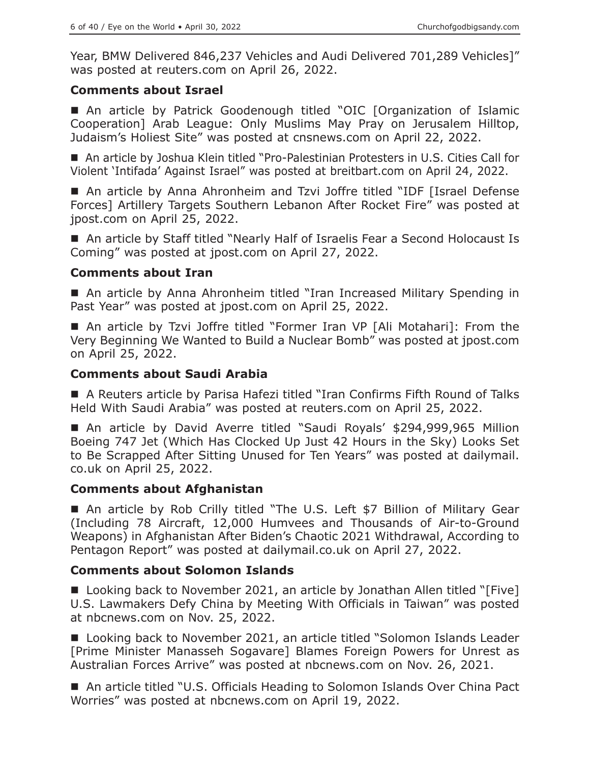Year, BMW Delivered 846,237 Vehicles and Audi Delivered 701,289 Vehicles]" was posted at reuters.com on April 26, 2022.

### Comments about Israel

■ An article by Patrick Goodenough titled "OIC [Organization of Islamic Cooperation] Arab League: Only Muslims May Pray on Jerusalem Hilltop, Judaism's Holiest Site" was posted at cnsnews.com on April 22, 2022.

■ An article by Joshua Klein titled "Pro-Palestinian Protesters in U.S. Cities Call for Violent 'Intifada' Against Israel" was posted at breitbart.com on April 24, 2022.

■ An article by Anna Ahronheim and Tzvi Joffre titled "IDF [Israel Defense Forces] Artillery Targets Southern Lebanon After Rocket Fire" was posted at jpost.com on April 25, 2022.

■ An article by Staff titled "Nearly Half of Israelis Fear a Second Holocaust Is Coming" was posted at jpost.com on April 27, 2022.

### Comments about Iran

■ An article by Anna Ahronheim titled "Iran Increased Military Spending in Past Year" was posted at jpost.com on April 25, 2022.

■ An article by Tzvi Joffre titled "Former Iran VP [Ali Motahari]: From the Very Beginning We Wanted to Build a Nuclear Bomb" was posted at jpost.com on April 25, 2022.

### Comments about Saudi Arabia

■ A Reuters article by Parisa Hafezi titled "Iran Confirms Fifth Round of Talks Held With Saudi Arabia" was posted at reuters.com on April 25, 2022.

■ An article by David Averre titled "Saudi Royals' $294,999,965 Million Boeing 747 Jet (Which Has Clocked Up Just 42 Hours in the Sky) Looks Set to Be Scrapped After Sitting Unused for Ten Years" was posted at dailymail.co.uk on April 25, 2022.

### Comments about Afghanistan

■ An article by Rob Crilly titled "The U.S. Left $7 Billion of Military Gear (Including 78 Aircraft, 12,000 Humvees and Thousands of Air-to-Ground Weapons) in Afghanistan After Biden's Chaotic 2021 Withdrawal, According to Pentagon Report" was posted at dailymail.co.uk on April 27, 2022.

### Comments about Solomon Islands

■ Looking back to November 2021, an article by Jonathan Allen titled "[Five] U.S. Lawmakers Defy China by Meeting With Officials in Taiwan" was posted at nbcnews.com on Nov. 25, 2022.

■ Looking back to November 2021, an article titled "Solomon Islands Leader [Prime Minister Manasseh Sogavare] Blames Foreign Powers for Unrest as Australian Forces Arrive" was posted at nbcnews.com on Nov. 26, 2021.

■ An article titled "U.S. Officials Heading to Solomon Islands Over China Pact Worries" was posted at nbcnews.com on April 19, 2022.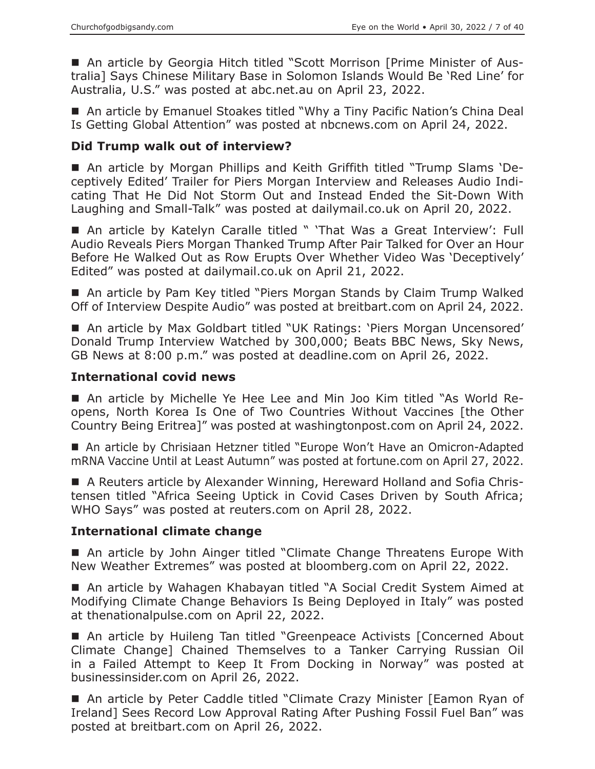■ An article by Georgia Hitch titled "Scott Morrison [Prime Minister of Australia] Says Chinese Military Base in Solomon Islands Would Be 'Red Line' for Australia, U.S." was posted at abc.net.au on April 23, 2022.

■ An article by Emanuel Stoakes titled "Why a Tiny Pacific Nation's China Deal Is Getting Global Attention" was posted at nbcnews.com on April 24, 2022.

### Did Trump walk out of interview?

■ An article by Morgan Phillips and Keith Griffith titled "Trump Slams 'Deceptively Edited' Trailer for Piers Morgan Interview and Releases Audio Indicating That He Did Not Storm Out and Instead Ended the Sit-Down With Laughing and Small-Talk" was posted at dailymail.co.uk on April 20, 2022.

■ An article by Katelyn Caralle titled " 'That Was a Great Interview': Full Audio Reveals Piers Morgan Thanked Trump After Pair Talked for Over an Hour Before He Walked Out as Row Erupts Over Whether Video Was 'Deceptively' Edited" was posted at dailymail.co.uk on April 21, 2022.

■ An article by Pam Key titled "Piers Morgan Stands by Claim Trump Walked Off of Interview Despite Audio" was posted at breitbart.com on April 24, 2022.

■ An article by Max Goldbart titled "UK Ratings: 'Piers Morgan Uncensored' Donald Trump Interview Watched by 300,000; Beats BBC News, Sky News, GB News at 8:00 p.m." was posted at deadline.com on April 26, 2022.

### International covid news

■ An article by Michelle Ye Hee Lee and Min Joo Kim titled "As World Reopens, North Korea Is One of Two Countries Without Vaccines [the Other Country Being Eritrea]" was posted at washingtonpost.com on April 24, 2022.

■ An article by Chrisiaan Hetzner titled "Europe Won't Have an Omicron-Adapted mRNA Vaccine Until at Least Autumn" was posted at fortune.com on April 27, 2022.

■ A Reuters article by Alexander Winning, Hereward Holland and Sofia Christensen titled "Africa Seeing Uptick in Covid Cases Driven by South Africa; WHO Says" was posted at reuters.com on April 28, 2022.

### International climate change

■ An article by John Ainger titled "Climate Change Threatens Europe With New Weather Extremes" was posted at bloomberg.com on April 22, 2022.

■ An article by Wahagen Khabayan titled "A Social Credit System Aimed at Modifying Climate Change Behaviors Is Being Deployed in Italy" was posted at thenationalpulse.com on April 22, 2022.

■ An article by Huileng Tan titled "Greenpeace Activists [Concerned About Climate Change] Chained Themselves to a Tanker Carrying Russian Oil in a Failed Attempt to Keep It From Docking in Norway" was posted at businessinsider.com on April 26, 2022.

■ An article by Peter Caddle titled "Climate Crazy Minister [Eamon Ryan of Ireland] Sees Record Low Approval Rating After Pushing Fossil Fuel Ban" was posted at breitbart.com on April 26, 2022.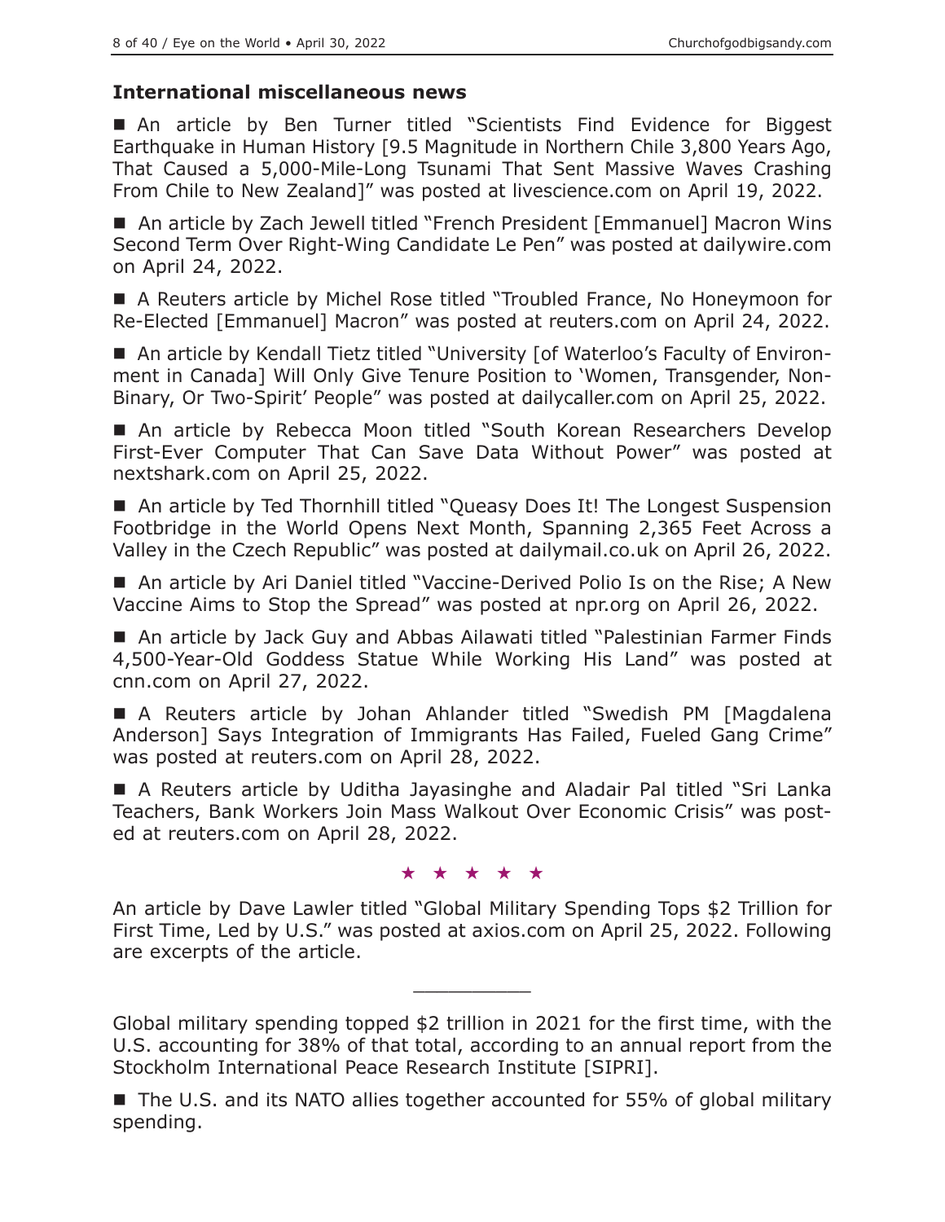## International miscellaneous news

■ An article by Ben Turner titled "Scientists Find Evidence for Biggest Earthquake in Human History [9.5 Magnitude in Northern Chile 3,800 Years Ago, That Caused a 5,000-Mile-Long Tsunami That Sent Massive Waves Crashing From Chile to New Zealand]" was posted at livescience.com on April 19, 2022.

■ An article by Zach Jewell titled "French President [Emmanuel] Macron Wins Second Term Over Right-Wing Candidate Le Pen" was posted at dailywire.com on April 24, 2022.

■ A Reuters article by Michel Rose titled "Troubled France, No Honeymoon for Re-Elected [Emmanuel] Macron" was posted at reuters.com on April 24, 2022.

■ An article by Kendall Tietz titled "University [of Waterloo's Faculty of Environment in Canada] Will Only Give Tenure Position to 'Women, Transgender, Non-Binary, Or Two-Spirit' People" was posted at dailycaller.com on April 25, 2022.

■ An article by Rebecca Moon titled "South Korean Researchers Develop First-Ever Computer That Can Save Data Without Power" was posted at nextshark.com on April 25, 2022.

■ An article by Ted Thornhill titled "Queasy Does It! The Longest Suspension Footbridge in the World Opens Next Month, Spanning 2,365 Feet Across a Valley in the Czech Republic" was posted at dailymail.co.uk on April 26, 2022.

■ An article by Ari Daniel titled "Vaccine-Derived Polio Is on the Rise; A New Vaccine Aims to Stop the Spread" was posted at npr.org on April 26, 2022.

■ An article by Jack Guy and Abbas Ailawati titled "Palestinian Farmer Finds 4,500-Year-Old Goddess Statue While Working His Land" was posted at cnn.com on April 27, 2022.

■ A Reuters article by Johan Ahlander titled "Swedish PM [Magdalena Anderson] Says Integration of Immigrants Has Failed, Fueled Gang Crime" was posted at reuters.com on April 28, 2022.

■ A Reuters article by Uditha Jayasinghe and Aladair Pal titled "Sri Lanka Teachers, Bank Workers Join Mass Walkout Over Economic Crisis" was posted at reuters.com on April 28, 2022.

★ ★ ★ ★ ★

An article by Dave Lawler titled "Global Military Spending Tops $2 Trillion for First Time, Led by U.S." was posted at axios.com on April 25, 2022. Following are excerpts of the article.

---

Global military spending topped $2 trillion in 2021 for the first time, with the U.S. accounting for 38% of that total, according to an annual report from the Stockholm International Peace Research Institute [SIPRI].

■ The U.S. and its NATO allies together accounted for 55% of global military spending.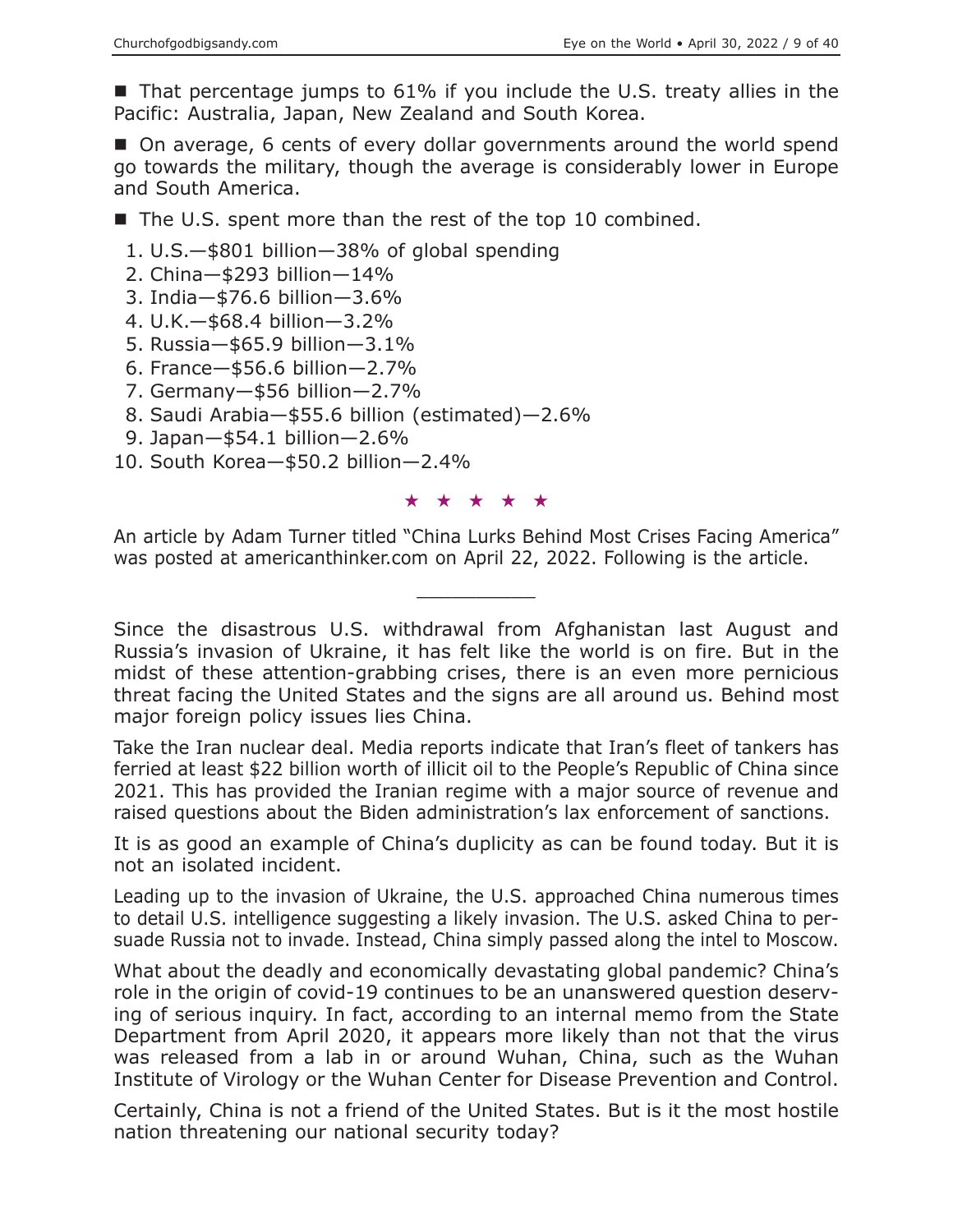■ That percentage jumps to 61% if you include the U.S. treaty allies in the Pacific: Australia, Japan, New Zealand and South Korea.

■ On average, 6 cents of every dollar governments around the world spend go towards the military, though the average is considerably lower in Europe and South America.

■ The U.S. spent more than the rest of the top 10 combined.

1. U.S.—$801 billion—38% of global spending
2. China—$293 billion—14%
3. India—$76.6 billion—3.6%
4. U.K.—$68.4 billion—3.2%
5. Russia—$65.9 billion—3.1%
6. France—$56.6 billion—2.7%
7. Germany—$56 billion—2.7%
8. Saudi Arabia—$55.6 billion (estimated)—2.6%
9. Japan—$54.1 billion—2.6%
10. South Korea—$50.2 billion—2.4%

★ ★ ★ ★ ★

An article by Adam Turner titled "China Lurks Behind Most Crises Facing America" was posted at americanthinker.com on April 22, 2022. Following is the article.

---

Since the disastrous U.S. withdrawal from Afghanistan last August and Russia's invasion of Ukraine, it has felt like the world is on fire. But in the midst of these attention-grabbing crises, there is an even more pernicious threat facing the United States and the signs are all around us. Behind most major foreign policy issues lies China.

Take the Iran nuclear deal. Media reports indicate that Iran's fleet of tankers has ferried at least $22 billion worth of illicit oil to the People's Republic of China since 2021. This has provided the Iranian regime with a major source of revenue and raised questions about the Biden administration's lax enforcement of sanctions.

It is as good an example of China's duplicity as can be found today. But it is not an isolated incident.

Leading up to the invasion of Ukraine, the U.S. approached China numerous times to detail U.S. intelligence suggesting a likely invasion. The U.S. asked China to persuade Russia not to invade. Instead, China simply passed along the intel to Moscow.

What about the deadly and economically devastating global pandemic? China's role in the origin of covid-19 continues to be an unanswered question deserving of serious inquiry. In fact, according to an internal memo from the State Department from April 2020, it appears more likely than not that the virus was released from a lab in or around Wuhan, China, such as the Wuhan Institute of Virology or the Wuhan Center for Disease Prevention and Control.

Certainly, China is not a friend of the United States. But is it the most hostile nation threatening our national security today?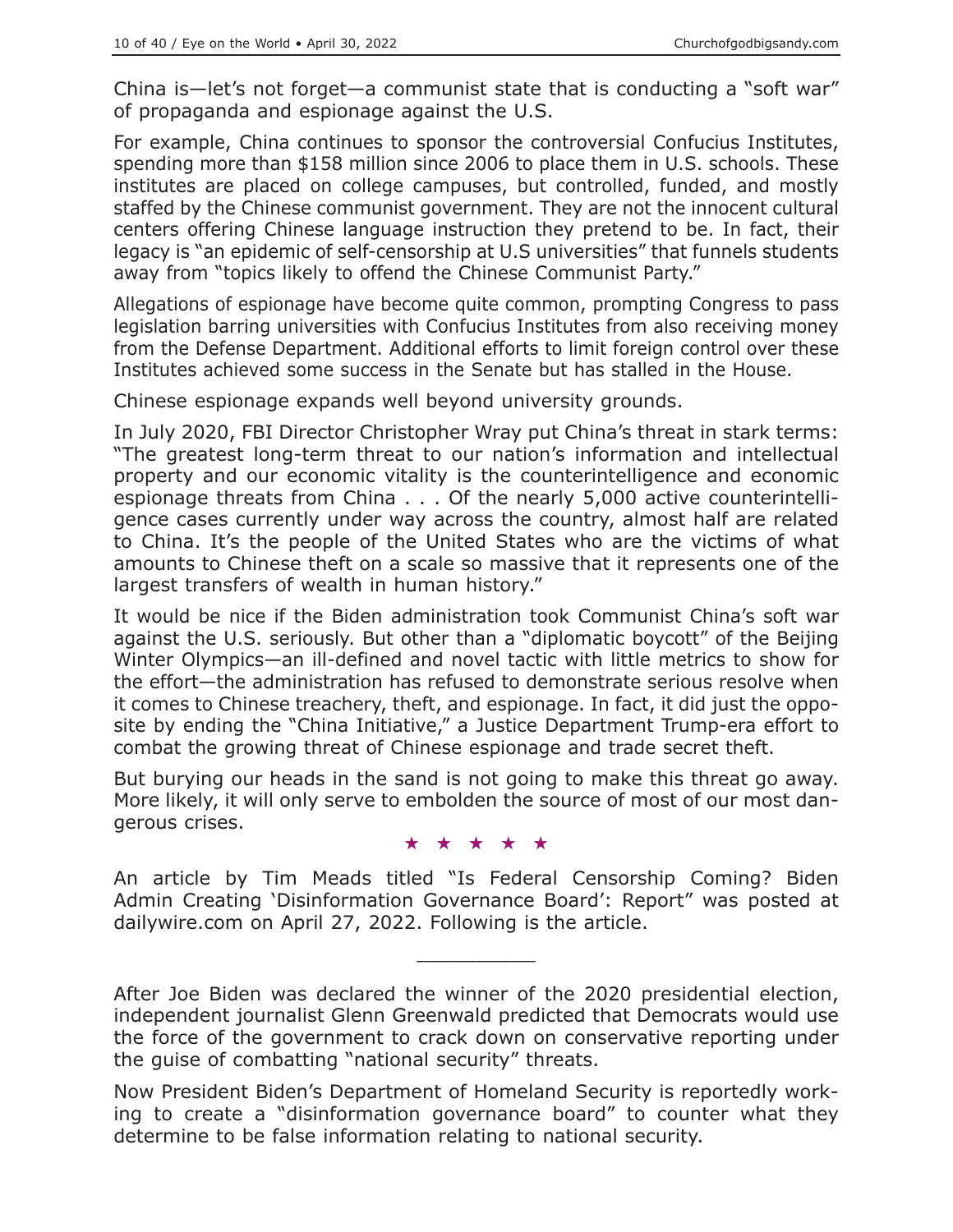China is—let's not forget—a communist state that is conducting a "soft war" of propaganda and espionage against the U.S.

For example, China continues to sponsor the controversial Confucius Institutes, spending more than $158 million since 2006 to place them in U.S. schools. These institutes are placed on college campuses, but controlled, funded, and mostly staffed by the Chinese communist government. They are not the innocent cultural centers offering Chinese language instruction they pretend to be. In fact, their legacy is "an epidemic of self-censorship at U.S universities" that funnels students away from "topics likely to offend the Chinese Communist Party."

Allegations of espionage have become quite common, prompting Congress to pass legislation barring universities with Confucius Institutes from also receiving money from the Defense Department. Additional efforts to limit foreign control over these Institutes achieved some success in the Senate but has stalled in the House.

Chinese espionage expands well beyond university grounds.

In July 2020, FBI Director Christopher Wray put China's threat in stark terms: "The greatest long-term threat to our nation's information and intellectual property and our economic vitality is the counterintelligence and economic espionage threats from China . . . Of the nearly 5,000 active counterintelligence cases currently under way across the country, almost half are related to China. It's the people of the United States who are the victims of what amounts to Chinese theft on a scale so massive that it represents one of the largest transfers of wealth in human history."

It would be nice if the Biden administration took Communist China's soft war against the U.S. seriously. But other than a "diplomatic boycott" of the Beijing Winter Olympics—an ill-defined and novel tactic with little metrics to show for the effort—the administration has refused to demonstrate serious resolve when it comes to Chinese treachery, theft, and espionage. In fact, it did just the opposite by ending the "China Initiative," a Justice Department Trump-era effort to combat the growing threat of Chinese espionage and trade secret theft.

But burying our heads in the sand is not going to make this threat go away. More likely, it will only serve to embolden the source of most of our most dangerous crises.

★ ★ ★ ★ ★

An article by Tim Meads titled "Is Federal Censorship Coming? Biden Admin Creating 'Disinformation Governance Board': Report" was posted at dailywire.com on April 27, 2022. Following is the article.

---

After Joe Biden was declared the winner of the 2020 presidential election, independent journalist Glenn Greenwald predicted that Democrats would use the force of the government to crack down on conservative reporting under the guise of combatting "national security" threats.

Now President Biden's Department of Homeland Security is reportedly working to create a "disinformation governance board" to counter what they determine to be false information relating to national security.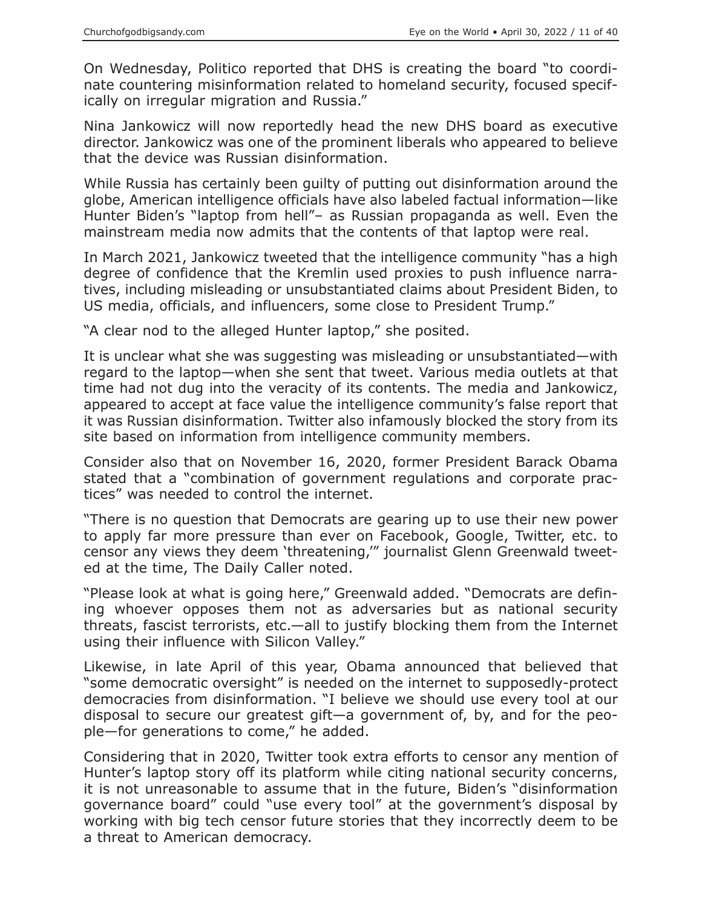On Wednesday, Politico reported that DHS is creating the board "to coordinate countering misinformation related to homeland security, focused specifically on irregular migration and Russia."

Nina Jankowicz will now reportedly head the new DHS board as executive director. Jankowicz was one of the prominent liberals who appeared to believe that the device was Russian disinformation.

While Russia has certainly been guilty of putting out disinformation around the globe, American intelligence officials have also labeled factual information—like Hunter Biden's "laptop from hell"– as Russian propaganda as well. Even the mainstream media now admits that the contents of that laptop were real.

In March 2021, Jankowicz tweeted that the intelligence community "has a high degree of confidence that the Kremlin used proxies to push influence narratives, including misleading or unsubstantiated claims about President Biden, to US media, officials, and influencers, some close to President Trump."

"A clear nod to the alleged Hunter laptop," she posited.

It is unclear what she was suggesting was misleading or unsubstantiated—with regard to the laptop—when she sent that tweet. Various media outlets at that time had not dug into the veracity of its contents. The media and Jankowicz, appeared to accept at face value the intelligence community's false report that it was Russian disinformation. Twitter also infamously blocked the story from its site based on information from intelligence community members.

Consider also that on November 16, 2020, former President Barack Obama stated that a "combination of government regulations and corporate practices" was needed to control the internet.

"There is no question that Democrats are gearing up to use their new power to apply far more pressure than ever on Facebook, Google, Twitter, etc. to censor any views they deem 'threatening,'" journalist Glenn Greenwald tweeted at the time, The Daily Caller noted.

"Please look at what is going here," Greenwald added. "Democrats are defining whoever opposes them not as adversaries but as national security threats, fascist terrorists, etc.—all to justify blocking them from the Internet using their influence with Silicon Valley."

Likewise, in late April of this year, Obama announced that believed that "some democratic oversight" is needed on the internet to supposedly-protect democracies from disinformation. "I believe we should use every tool at our disposal to secure our greatest gift—a government of, by, and for the people—for generations to come," he added.

Considering that in 2020, Twitter took extra efforts to censor any mention of Hunter's laptop story off its platform while citing national security concerns, it is not unreasonable to assume that in the future, Biden's "disinformation governance board" could "use every tool" at the government's disposal by working with big tech censor future stories that they incorrectly deem to be a threat to American democracy.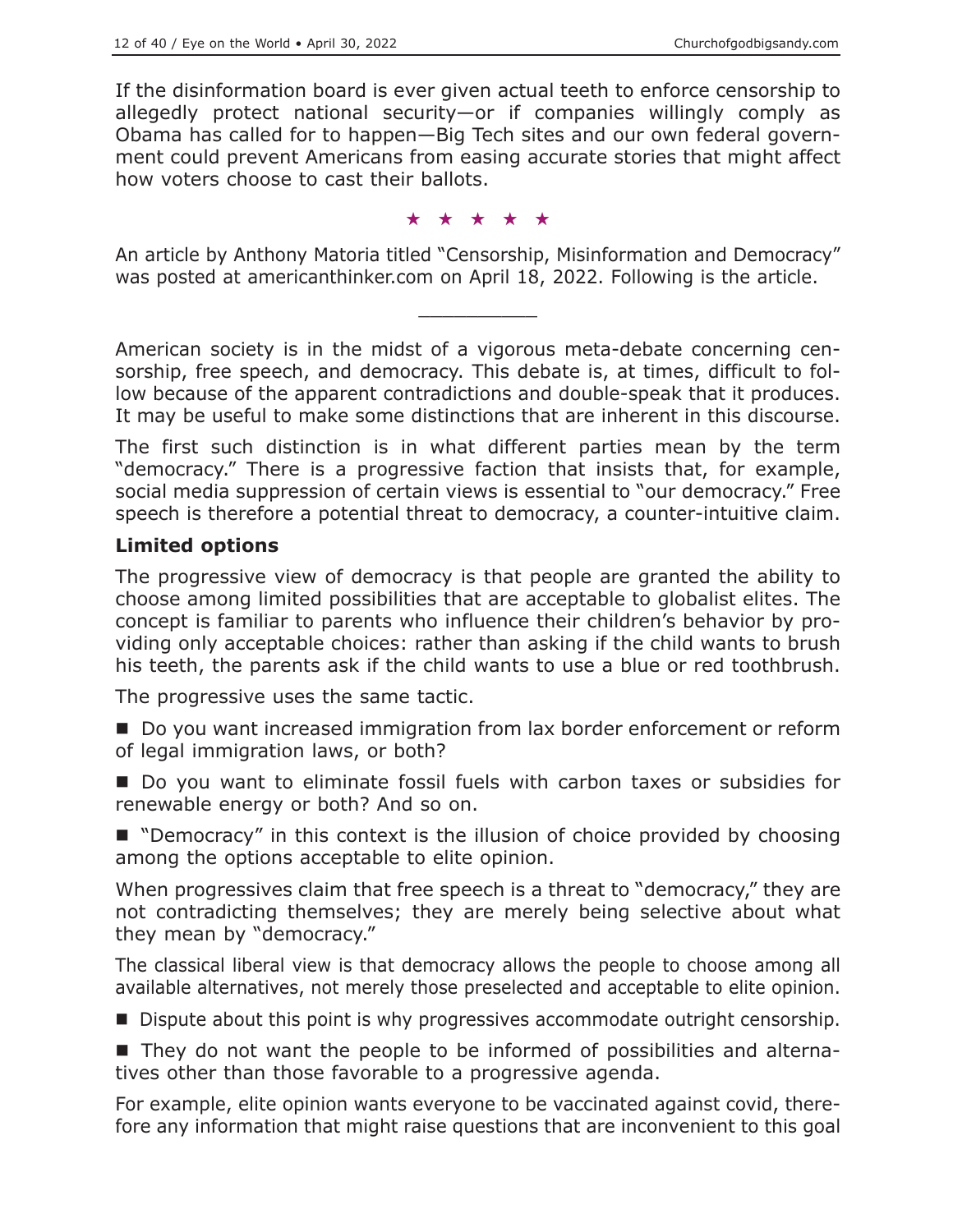If the disinformation board is ever given actual teeth to enforce censorship to allegedly protect national security—or if companies willingly comply as Obama has called for to happen—Big Tech sites and our own federal government could prevent Americans from easing accurate stories that might affect how voters choose to cast their ballots.

★ ★ ★ ★ ★

An article by Anthony Matoria titled "Censorship, Misinformation and Democracy" was posted at americanthinker.com on April 18, 2022. Following is the article.

---

American society is in the midst of a vigorous meta-debate concerning censorship, free speech, and democracy. This debate is, at times, difficult to follow because of the apparent contradictions and double-speak that it produces. It may be useful to make some distinctions that are inherent in this discourse.

The first such distinction is in what different parties mean by the term "democracy." There is a progressive faction that insists that, for example, social media suppression of certain views is essential to "our democracy." Free speech is therefore a potential threat to democracy, a counter-intuitive claim.

### Limited options

The progressive view of democracy is that people are granted the ability to choose among limited possibilities that are acceptable to globalist elites. The concept is familiar to parents who influence their children's behavior by providing only acceptable choices: rather than asking if the child wants to brush his teeth, the parents ask if the child wants to use a blue or red toothbrush.

The progressive uses the same tactic.

- Do you want increased immigration from lax border enforcement or reform of legal immigration laws, or both?
- Do you want to eliminate fossil fuels with carbon taxes or subsidies for renewable energy or both? And so on.
- "Democracy" in this context is the illusion of choice provided by choosing among the options acceptable to elite opinion.

When progressives claim that free speech is a threat to "democracy," they are not contradicting themselves; they are merely being selective about what they mean by "democracy."

The classical liberal view is that democracy allows the people to choose among all available alternatives, not merely those preselected and acceptable to elite opinion.

- Dispute about this point is why progressives accommodate outright censorship.
- They do not want the people to be informed of possibilities and alternatives other than those favorable to a progressive agenda.

For example, elite opinion wants everyone to be vaccinated against covid, therefore any information that might raise questions that are inconvenient to this goal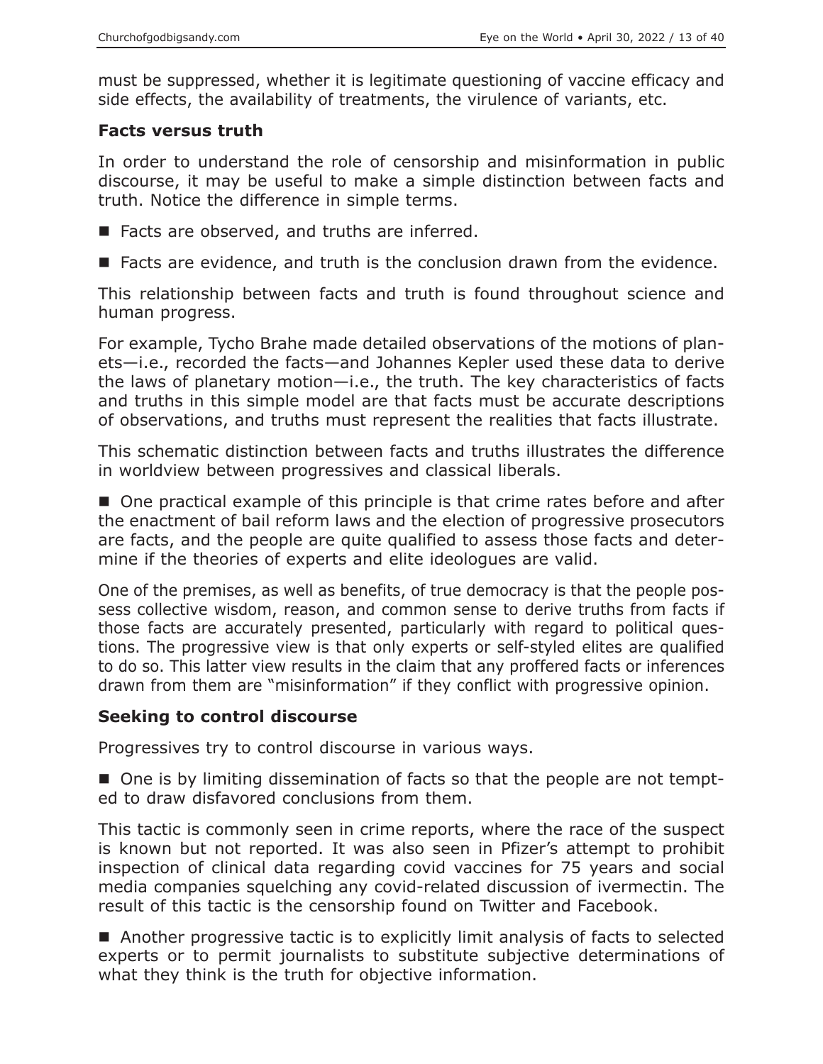must be suppressed, whether it is legitimate questioning of vaccine efficacy and side effects, the availability of treatments, the virulence of variants, etc.

### Facts versus truth

In order to understand the role of censorship and misinformation in public discourse, it may be useful to make a simple distinction between facts and truth. Notice the difference in simple terms.

- Facts are observed, and truths are inferred.
- Facts are evidence, and truth is the conclusion drawn from the evidence.

This relationship between facts and truth is found throughout science and human progress.

For example, Tycho Brahe made detailed observations of the motions of planets—i.e., recorded the facts—and Johannes Kepler used these data to derive the laws of planetary motion—i.e., the truth. The key characteristics of facts and truths in this simple model are that facts must be accurate descriptions of observations, and truths must represent the realities that facts illustrate.

This schematic distinction between facts and truths illustrates the difference in worldview between progressives and classical liberals.

- One practical example of this principle is that crime rates before and after the enactment of bail reform laws and the election of progressive prosecutors are facts, and the people are quite qualified to assess those facts and determine if the theories of experts and elite ideologues are valid.

One of the premises, as well as benefits, of true democracy is that the people possess collective wisdom, reason, and common sense to derive truths from facts if those facts are accurately presented, particularly with regard to political questions. The progressive view is that only experts or self-styled elites are qualified to do so. This latter view results in the claim that any proffered facts or inferences drawn from them are "misinformation" if they conflict with progressive opinion.

### Seeking to control discourse

Progressives try to control discourse in various ways.

- One is by limiting dissemination of facts so that the people are not tempted to draw disfavored conclusions from them.

This tactic is commonly seen in crime reports, where the race of the suspect is known but not reported. It was also seen in Pfizer's attempt to prohibit inspection of clinical data regarding covid vaccines for 75 years and social media companies squelching any covid-related discussion of ivermectin. The result of this tactic is the censorship found on Twitter and Facebook.

- Another progressive tactic is to explicitly limit analysis of facts to selected experts or to permit journalists to substitute subjective determinations of what they think is the truth for objective information.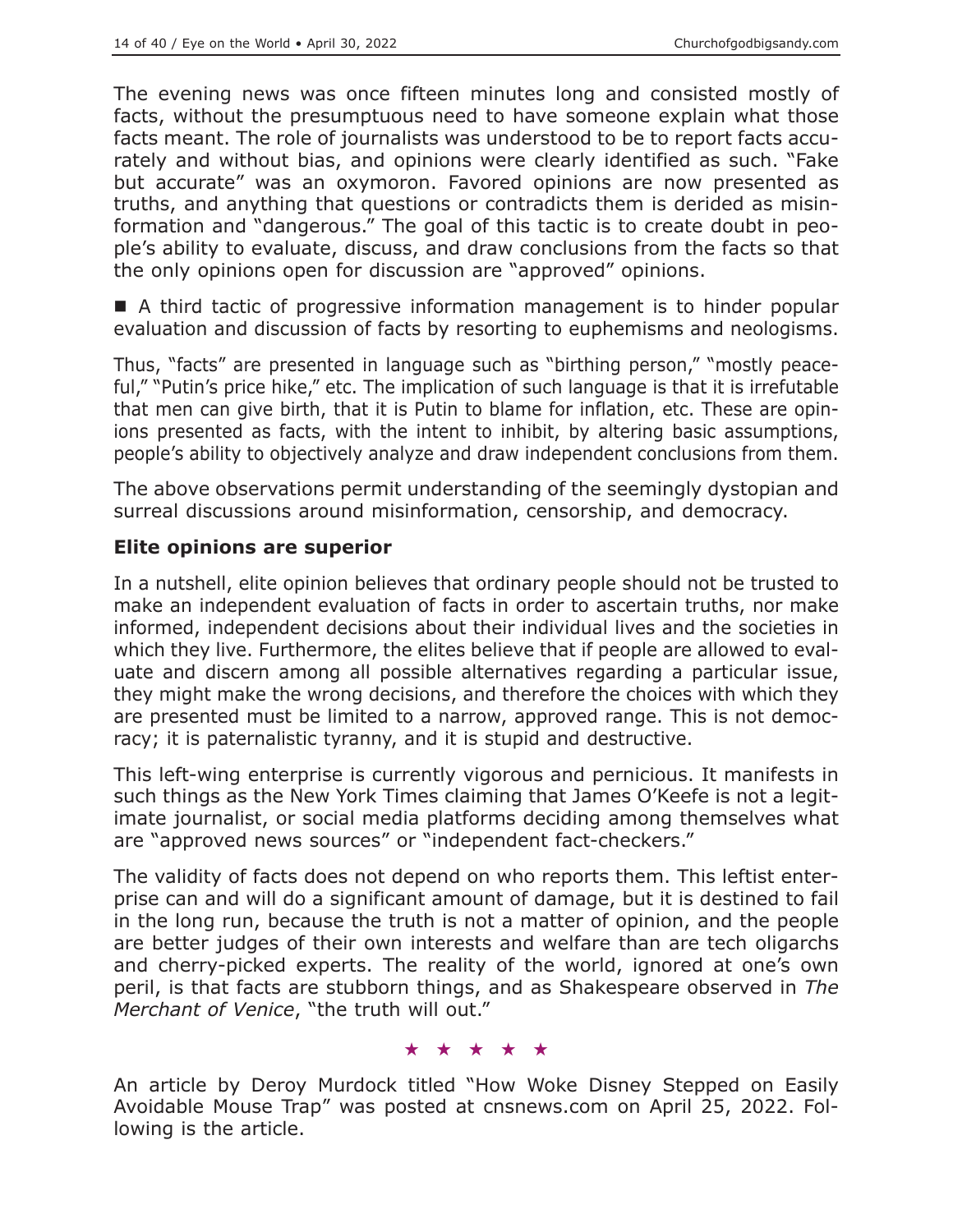The evening news was once fifteen minutes long and consisted mostly of facts, without the presumptuous need to have someone explain what those facts meant. The role of journalists was understood to be to report facts accurately and without bias, and opinions were clearly identified as such. "Fake but accurate" was an oxymoron. Favored opinions are now presented as truths, and anything that questions or contradicts them is derided as misinformation and "dangerous." The goal of this tactic is to create doubt in people's ability to evaluate, discuss, and draw conclusions from the facts so that the only opinions open for discussion are "approved" opinions.

■ A third tactic of progressive information management is to hinder popular evaluation and discussion of facts by resorting to euphemisms and neologisms.

Thus, "facts" are presented in language such as "birthing person," "mostly peaceful," "Putin's price hike," etc. The implication of such language is that it is irrefutable that men can give birth, that it is Putin to blame for inflation, etc. These are opinions presented as facts, with the intent to inhibit, by altering basic assumptions, people's ability to objectively analyze and draw independent conclusions from them.

The above observations permit understanding of the seemingly dystopian and surreal discussions around misinformation, censorship, and democracy.

### Elite opinions are superior

In a nutshell, elite opinion believes that ordinary people should not be trusted to make an independent evaluation of facts in order to ascertain truths, nor make informed, independent decisions about their individual lives and the societies in which they live. Furthermore, the elites believe that if people are allowed to evaluate and discern among all possible alternatives regarding a particular issue, they might make the wrong decisions, and therefore the choices with which they are presented must be limited to a narrow, approved range. This is not democracy; it is paternalistic tyranny, and it is stupid and destructive.

This left-wing enterprise is currently vigorous and pernicious. It manifests in such things as the New York Times claiming that James O'Keefe is not a legitimate journalist, or social media platforms deciding among themselves what are "approved news sources" or "independent fact-checkers."

The validity of facts does not depend on who reports them. This leftist enterprise can and will do a significant amount of damage, but it is destined to fail in the long run, because the truth is not a matter of opinion, and the people are better judges of their own interests and welfare than are tech oligarchs and cherry-picked experts. The reality of the world, ignored at one's own peril, is that facts are stubborn things, and as Shakespeare observed in *The Merchant of Venice*, "the truth will out."

★ ★ ★ ★ ★

An article by Deroy Murdock titled "How Woke Disney Stepped on Easily Avoidable Mouse Trap" was posted at cnsnews.com on April 25, 2022. Following is the article.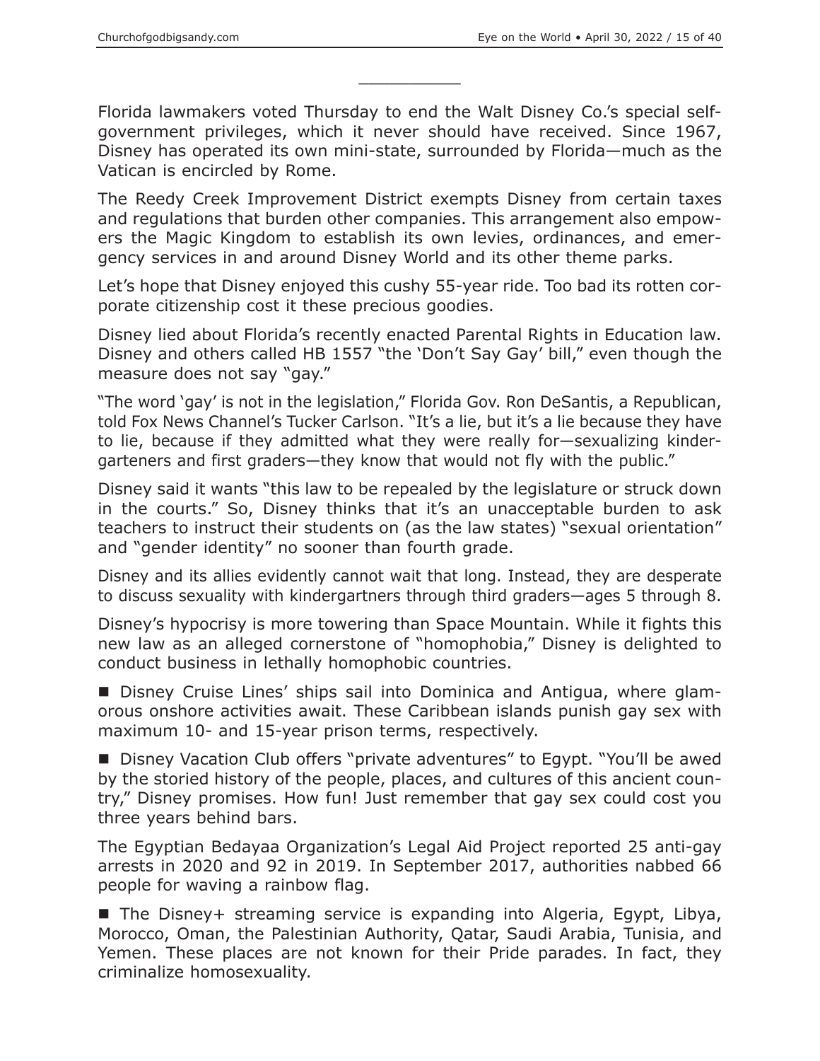___________

Florida lawmakers voted Thursday to end the Walt Disney Co.'s special self-government privileges, which it never should have received. Since 1967, Disney has operated its own mini-state, surrounded by Florida—much as the Vatican is encircled by Rome.

The Reedy Creek Improvement District exempts Disney from certain taxes and regulations that burden other companies. This arrangement also empowers the Magic Kingdom to establish its own levies, ordinances, and emergency services in and around Disney World and its other theme parks.

Let's hope that Disney enjoyed this cushy 55-year ride. Too bad its rotten corporate citizenship cost it these precious goodies.

Disney lied about Florida's recently enacted Parental Rights in Education law. Disney and others called HB 1557 "the 'Don't Say Gay' bill," even though the measure does not say "gay."

"The word 'gay' is not in the legislation," Florida Gov. Ron DeSantis, a Republican, told Fox News Channel's Tucker Carlson. "It's a lie, but it's a lie because they have to lie, because if they admitted what they were really for—sexualizing kindergarteners and first graders—they know that would not fly with the public."

Disney said it wants "this law to be repealed by the legislature or struck down in the courts." So, Disney thinks that it's an unacceptable burden to ask teachers to instruct their students on (as the law states) "sexual orientation" and "gender identity" no sooner than fourth grade.

Disney and its allies evidently cannot wait that long. Instead, they are desperate to discuss sexuality with kindergartners through third graders—ages 5 through 8.

Disney's hypocrisy is more towering than Space Mountain. While it fights this new law as an alleged cornerstone of "homophobia," Disney is delighted to conduct business in lethally homophobic countries.

- Disney Cruise Lines' ships sail into Dominica and Antigua, where glamorous onshore activities await. These Caribbean islands punish gay sex with maximum 10- and 15-year prison terms, respectively.

- Disney Vacation Club offers "private adventures" to Egypt. "You'll be awed by the storied history of the people, places, and cultures of this ancient country," Disney promises. How fun! Just remember that gay sex could cost you three years behind bars.

The Egyptian Bedayaa Organization's Legal Aid Project reported 25 anti-gay arrests in 2020 and 92 in 2019. In September 2017, authorities nabbed 66 people for waving a rainbow flag.

- The Disney+ streaming service is expanding into Algeria, Egypt, Libya, Morocco, Oman, the Palestinian Authority, Qatar, Saudi Arabia, Tunisia, and Yemen. These places are not known for their Pride parades. In fact, they criminalize homosexuality.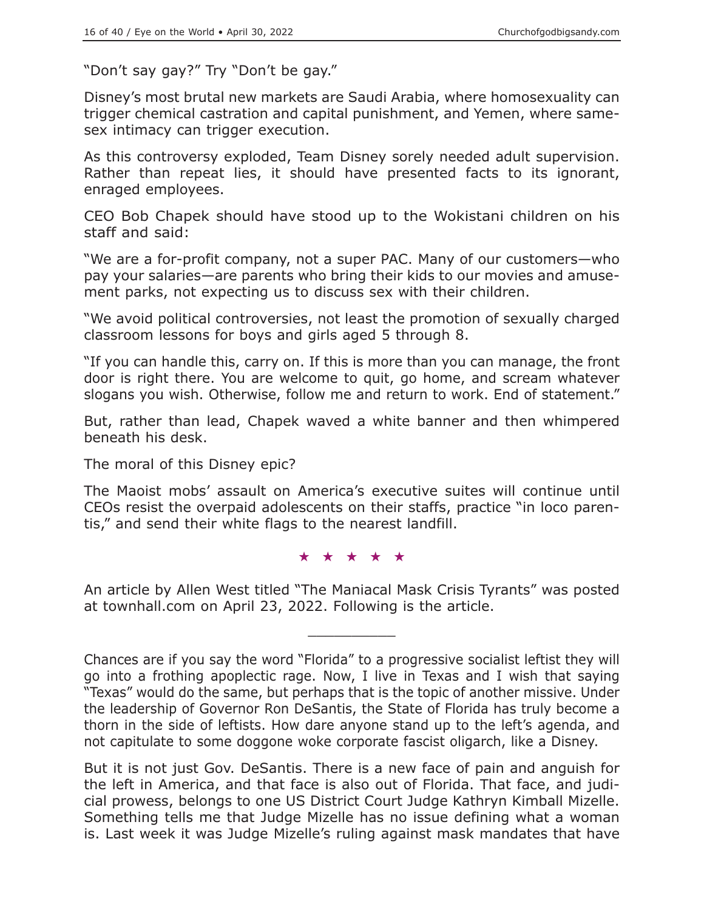"Don't say gay?" Try "Don't be gay."

Disney's most brutal new markets are Saudi Arabia, where homosexuality can trigger chemical castration and capital punishment, and Yemen, where same-sex intimacy can trigger execution.

As this controversy exploded, Team Disney sorely needed adult supervision. Rather than repeat lies, it should have presented facts to its ignorant, enraged employees.

CEO Bob Chapek should have stood up to the Wokistani children on his staff and said:

"We are a for-profit company, not a super PAC. Many of our customers—who pay your salaries—are parents who bring their kids to our movies and amusement parks, not expecting us to discuss sex with their children.

"We avoid political controversies, not least the promotion of sexually charged classroom lessons for boys and girls aged 5 through 8.

"If you can handle this, carry on. If this is more than you can manage, the front door is right there. You are welcome to quit, go home, and scream whatever slogans you wish. Otherwise, follow me and return to work. End of statement."

But, rather than lead, Chapek waved a white banner and then whimpered beneath his desk.

The moral of this Disney epic?

The Maoist mobs' assault on America's executive suites will continue until CEOs resist the overpaid adolescents on their staffs, practice "in loco parentis," and send their white flags to the nearest landfill.

★ ★ ★ ★ ★

An article by Allen West titled "The Maniacal Mask Crisis Tyrants" was posted at townhall.com on April 23, 2022. Following is the article.

---

Chances are if you say the word "Florida" to a progressive socialist leftist they will go into a frothing apoplectic rage. Now, I live in Texas and I wish that saying "Texas" would do the same, but perhaps that is the topic of another missive. Under the leadership of Governor Ron DeSantis, the State of Florida has truly become a thorn in the side of leftists. How dare anyone stand up to the left's agenda, and not capitulate to some doggone woke corporate fascist oligarch, like a Disney.

But it is not just Gov. DeSantis. There is a new face of pain and anguish for the left in America, and that face is also out of Florida. That face, and judicial prowess, belongs to one US District Court Judge Kathryn Kimball Mizelle. Something tells me that Judge Mizelle has no issue defining what a woman is. Last week it was Judge Mizelle's ruling against mask mandates that have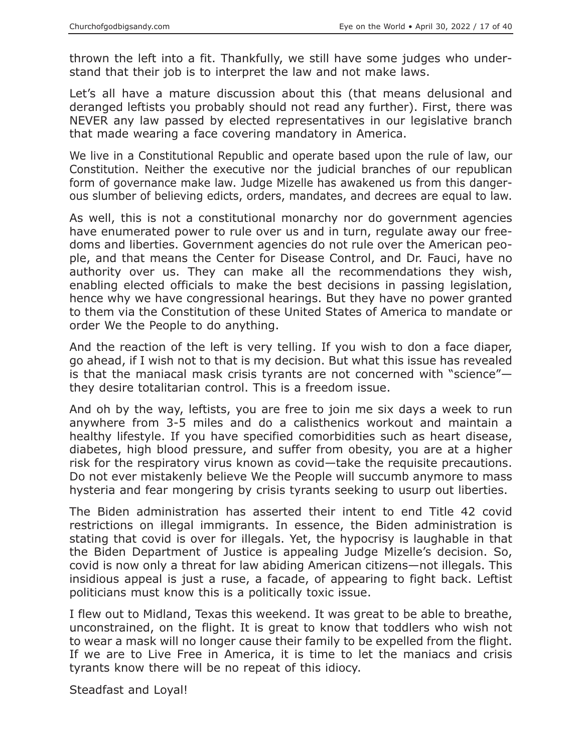thrown the left into a fit. Thankfully, we still have some judges who understand that their job is to interpret the law and not make laws.

Let's all have a mature discussion about this (that means delusional and deranged leftists you probably should not read any further). First, there was NEVER any law passed by elected representatives in our legislative branch that made wearing a face covering mandatory in America.

We live in a Constitutional Republic and operate based upon the rule of law, our Constitution. Neither the executive nor the judicial branches of our republican form of governance make law. Judge Mizelle has awakened us from this dangerous slumber of believing edicts, orders, mandates, and decrees are equal to law.

As well, this is not a constitutional monarchy nor do government agencies have enumerated power to rule over us and in turn, regulate away our freedoms and liberties. Government agencies do not rule over the American people, and that means the Center for Disease Control, and Dr. Fauci, have no authority over us. They can make all the recommendations they wish, enabling elected officials to make the best decisions in passing legislation, hence why we have congressional hearings. But they have no power granted to them via the Constitution of these United States of America to mandate or order We the People to do anything.

And the reaction of the left is very telling. If you wish to don a face diaper, go ahead, if I wish not to that is my decision. But what this issue has revealed is that the maniacal mask crisis tyrants are not concerned with "science"—they desire totalitarian control. This is a freedom issue.

And oh by the way, leftists, you are free to join me six days a week to run anywhere from 3-5 miles and do a calisthenics workout and maintain a healthy lifestyle. If you have specified comorbidities such as heart disease, diabetes, high blood pressure, and suffer from obesity, you are at a higher risk for the respiratory virus known as covid—take the requisite precautions. Do not ever mistakenly believe We the People will succumb anymore to mass hysteria and fear mongering by crisis tyrants seeking to usurp out liberties.

The Biden administration has asserted their intent to end Title 42 covid restrictions on illegal immigrants. In essence, the Biden administration is stating that covid is over for illegals. Yet, the hypocrisy is laughable in that the Biden Department of Justice is appealing Judge Mizelle's decision. So, covid is now only a threat for law abiding American citizens—not illegals. This insidious appeal is just a ruse, a facade, of appearing to fight back. Leftist politicians must know this is a politically toxic issue.

I flew out to Midland, Texas this weekend. It was great to be able to breathe, unconstrained, on the flight. It is great to know that toddlers who wish not to wear a mask will no longer cause their family to be expelled from the flight. If we are to Live Free in America, it is time to let the maniacs and crisis tyrants know there will be no repeat of this idiocy.

Steadfast and Loyal!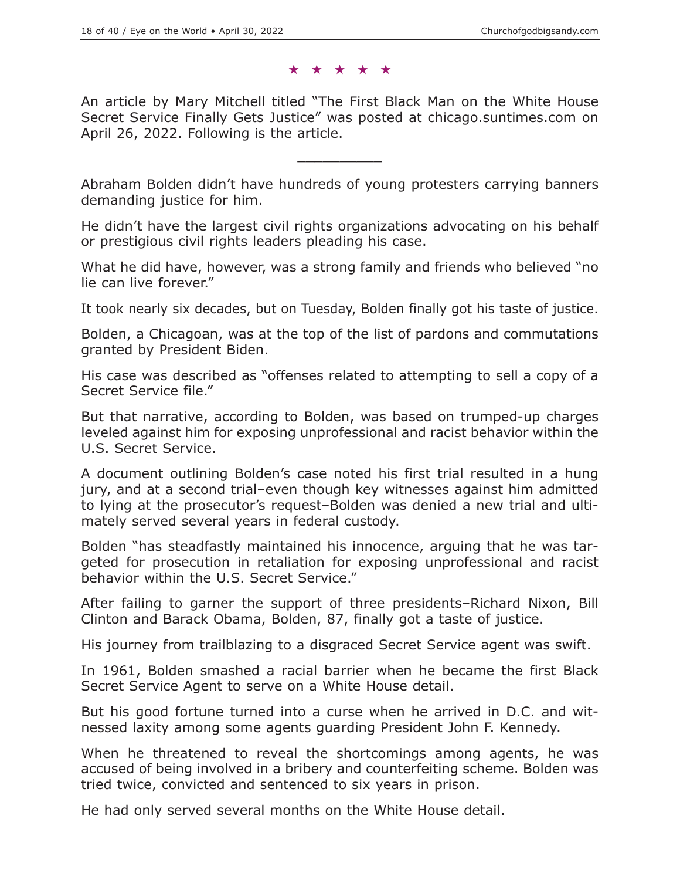★ ★ ★ ★ ★

An article by Mary Mitchell titled "The First Black Man on the White House Secret Service Finally Gets Justice" was posted at chicago.suntimes.com on April 26, 2022. Following is the article.

---

Abraham Bolden didn't have hundreds of young protesters carrying banners demanding justice for him.

He didn't have the largest civil rights organizations advocating on his behalf or prestigious civil rights leaders pleading his case.

What he did have, however, was a strong family and friends who believed "no lie can live forever."

It took nearly six decades, but on Tuesday, Bolden finally got his taste of justice.

Bolden, a Chicagoan, was at the top of the list of pardons and commutations granted by President Biden.

His case was described as "offenses related to attempting to sell a copy of a Secret Service file."

But that narrative, according to Bolden, was based on trumped-up charges leveled against him for exposing unprofessional and racist behavior within the U.S. Secret Service.

A document outlining Bolden's case noted his first trial resulted in a hung jury, and at a second trial–even though key witnesses against him admitted to lying at the prosecutor's request–Bolden was denied a new trial and ultimately served several years in federal custody.

Bolden "has steadfastly maintained his innocence, arguing that he was targeted for prosecution in retaliation for exposing unprofessional and racist behavior within the U.S. Secret Service."

After failing to garner the support of three presidents–Richard Nixon, Bill Clinton and Barack Obama, Bolden, 87, finally got a taste of justice.

His journey from trailblazing to a disgraced Secret Service agent was swift.

In 1961, Bolden smashed a racial barrier when he became the first Black Secret Service Agent to serve on a White House detail.

But his good fortune turned into a curse when he arrived in D.C. and witnessed laxity among some agents guarding President John F. Kennedy.

When he threatened to reveal the shortcomings among agents, he was accused of being involved in a bribery and counterfeiting scheme. Bolden was tried twice, convicted and sentenced to six years in prison.

He had only served several months on the White House detail.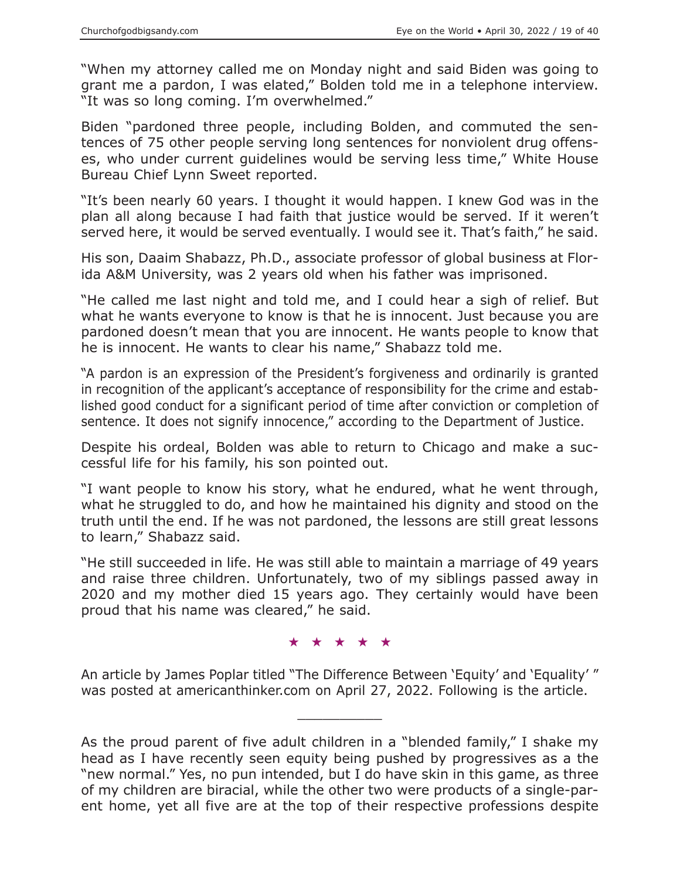"When my attorney called me on Monday night and said Biden was going to grant me a pardon, I was elated," Bolden told me in a telephone interview. "It was so long coming. I'm overwhelmed."

Biden "pardoned three people, including Bolden, and commuted the sentences of 75 other people serving long sentences for nonviolent drug offenses, who under current guidelines would be serving less time," White House Bureau Chief Lynn Sweet reported.

"It's been nearly 60 years. I thought it would happen. I knew God was in the plan all along because I had faith that justice would be served. If it weren't served here, it would be served eventually. I would see it. That's faith," he said.

His son, Daaim Shabazz, Ph.D., associate professor of global business at Florida A&M University, was 2 years old when his father was imprisoned.

"He called me last night and told me, and I could hear a sigh of relief. But what he wants everyone to know is that he is innocent. Just because you are pardoned doesn't mean that you are innocent. He wants people to know that he is innocent. He wants to clear his name," Shabazz told me.

"A pardon is an expression of the President's forgiveness and ordinarily is granted in recognition of the applicant's acceptance of responsibility for the crime and established good conduct for a significant period of time after conviction or completion of sentence. It does not signify innocence," according to the Department of Justice.

Despite his ordeal, Bolden was able to return to Chicago and make a successful life for his family, his son pointed out.

"I want people to know his story, what he endured, what he went through, what he struggled to do, and how he maintained his dignity and stood on the truth until the end. If he was not pardoned, the lessons are still great lessons to learn," Shabazz said.

"He still succeeded in life. He was still able to maintain a marriage of 49 years and raise three children. Unfortunately, two of my siblings passed away in 2020 and my mother died 15 years ago. They certainly would have been proud that his name was cleared," he said.

★ ★ ★ ★ ★

An article by James Poplar titled "The Difference Between 'Equity' and 'Equality' " was posted at americanthinker.com on April 27, 2022. Following is the article.

---

As the proud parent of five adult children in a "blended family," I shake my head as I have recently seen equity being pushed by progressives as a the "new normal." Yes, no pun intended, but I do have skin in this game, as three of my children are biracial, while the other two were products of a single-parent home, yet all five are at the top of their respective professions despite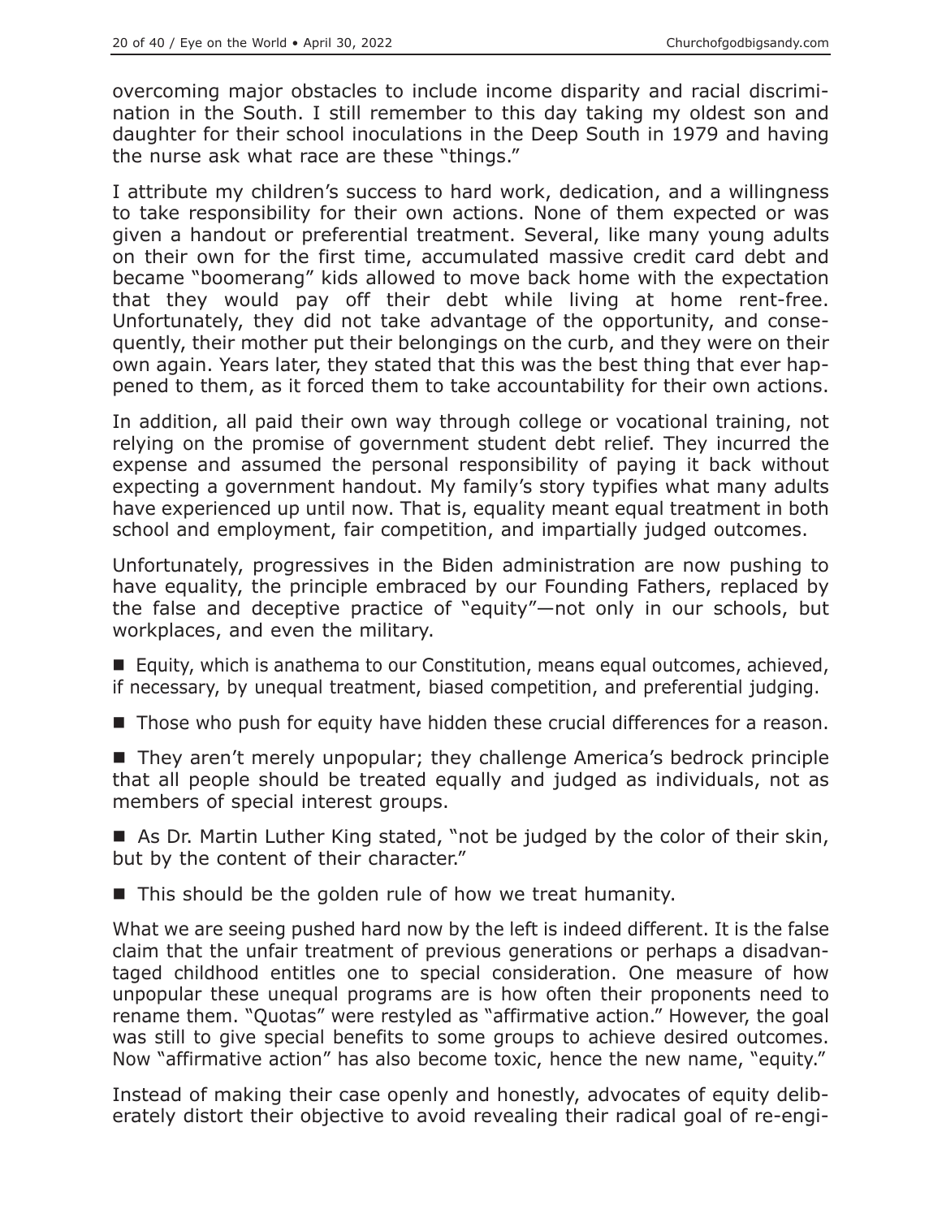overcoming major obstacles to include income disparity and racial discrimination in the South. I still remember to this day taking my oldest son and daughter for their school inoculations in the Deep South in 1979 and having the nurse ask what race are these "things."

I attribute my children's success to hard work, dedication, and a willingness to take responsibility for their own actions. None of them expected or was given a handout or preferential treatment. Several, like many young adults on their own for the first time, accumulated massive credit card debt and became "boomerang" kids allowed to move back home with the expectation that they would pay off their debt while living at home rent-free. Unfortunately, they did not take advantage of the opportunity, and consequently, their mother put their belongings on the curb, and they were on their own again. Years later, they stated that this was the best thing that ever happened to them, as it forced them to take accountability for their own actions.

In addition, all paid their own way through college or vocational training, not relying on the promise of government student debt relief. They incurred the expense and assumed the personal responsibility of paying it back without expecting a government handout. My family's story typifies what many adults have experienced up until now. That is, equality meant equal treatment in both school and employment, fair competition, and impartially judged outcomes.

Unfortunately, progressives in the Biden administration are now pushing to have equality, the principle embraced by our Founding Fathers, replaced by the false and deceptive practice of "equity"—not only in our schools, but workplaces, and even the military.

- Equity, which is anathema to our Constitution, means equal outcomes, achieved, if necessary, by unequal treatment, biased competition, and preferential judging.
- Those who push for equity have hidden these crucial differences for a reason.
- They aren't merely unpopular; they challenge America's bedrock principle that all people should be treated equally and judged as individuals, not as members of special interest groups.
- As Dr. Martin Luther King stated, "not be judged by the color of their skin, but by the content of their character."
- This should be the golden rule of how we treat humanity.

What we are seeing pushed hard now by the left is indeed different. It is the false claim that the unfair treatment of previous generations or perhaps a disadvantaged childhood entitles one to special consideration. One measure of how unpopular these unequal programs are is how often their proponents need to rename them. "Quotas" were restyled as "affirmative action." However, the goal was still to give special benefits to some groups to achieve desired outcomes. Now "affirmative action" has also become toxic, hence the new name, "equity."

Instead of making their case openly and honestly, advocates of equity deliberately distort their objective to avoid revealing their radical goal of re-engi-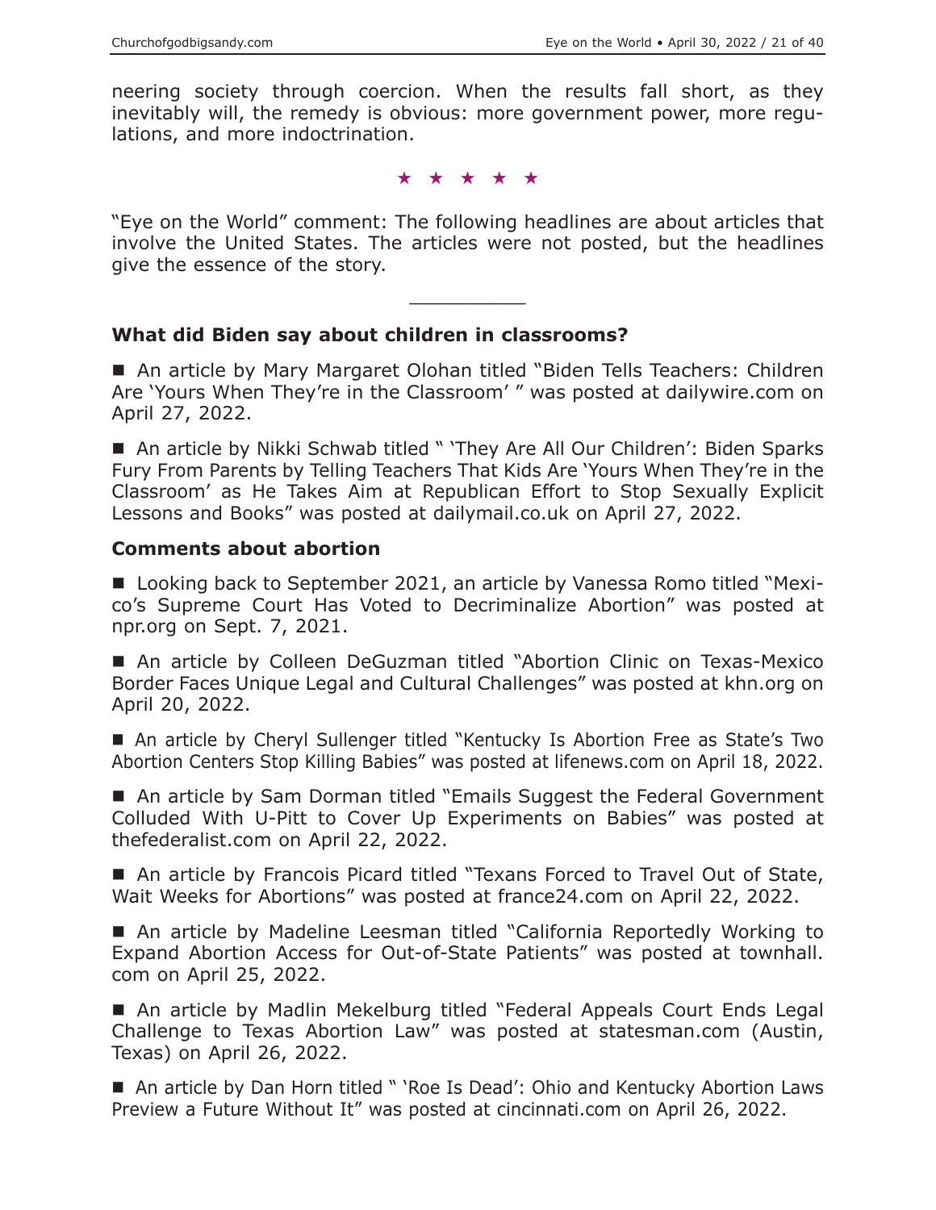neering society through coercion. When the results fall short, as they inevitably will, the remedy is obvious: more government power, more regulations, and more indoctrination.

★ ★ ★ ★ ★

"Eye on the World" comment: The following headlines are about articles that involve the United States. The articles were not posted, but the headlines give the essence of the story.

---

### What did Biden say about children in classrooms?

■ An article by Mary Margaret Olohan titled "Biden Tells Teachers: Children Are 'Yours When They're in the Classroom' " was posted at dailywire.com on April 27, 2022.

■ An article by Nikki Schwab titled " 'They Are All Our Children': Biden Sparks Fury From Parents by Telling Teachers That Kids Are 'Yours When They're in the Classroom' as He Takes Aim at Republican Effort to Stop Sexually Explicit Lessons and Books" was posted at dailymail.co.uk on April 27, 2022.

### Comments about abortion

■ Looking back to September 2021, an article by Vanessa Romo titled "Mexico's Supreme Court Has Voted to Decriminalize Abortion" was posted at npr.org on Sept. 7, 2021.

■ An article by Colleen DeGuzman titled "Abortion Clinic on Texas-Mexico Border Faces Unique Legal and Cultural Challenges" was posted at khn.org on April 20, 2022.

■ An article by Cheryl Sullenger titled "Kentucky Is Abortion Free as State's Two Abortion Centers Stop Killing Babies" was posted at lifenews.com on April 18, 2022.

■ An article by Sam Dorman titled "Emails Suggest the Federal Government Colluded With U-Pitt to Cover Up Experiments on Babies" was posted at thefederalist.com on April 22, 2022.

■ An article by Francois Picard titled "Texans Forced to Travel Out of State, Wait Weeks for Abortions" was posted at france24.com on April 22, 2022.

■ An article by Madeline Leesman titled "California Reportedly Working to Expand Abortion Access for Out-of-State Patients" was posted at townhall.com on April 25, 2022.

■ An article by Madlin Mekelburg titled "Federal Appeals Court Ends Legal Challenge to Texas Abortion Law" was posted at statesman.com (Austin, Texas) on April 26, 2022.

■ An article by Dan Horn titled " 'Roe Is Dead': Ohio and Kentucky Abortion Laws Preview a Future Without It" was posted at cincinnati.com on April 26, 2022.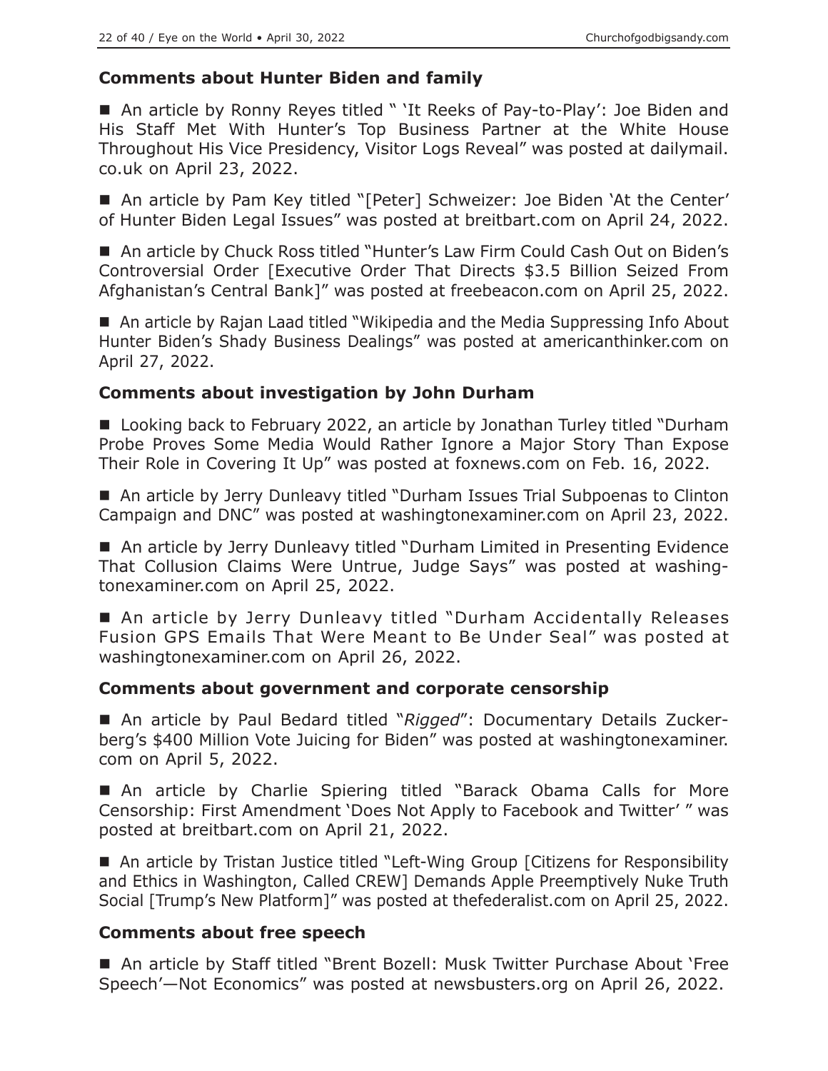### Comments about Hunter Biden and family

■ An article by Ronny Reyes titled " 'It Reeks of Pay-to-Play': Joe Biden and His Staff Met With Hunter's Top Business Partner at the White House Throughout His Vice Presidency, Visitor Logs Reveal" was posted at dailymail.co.uk on April 23, 2022.

■ An article by Pam Key titled "[Peter] Schweizer: Joe Biden 'At the Center' of Hunter Biden Legal Issues" was posted at breitbart.com on April 24, 2022.

■ An article by Chuck Ross titled "Hunter's Law Firm Could Cash Out on Biden's Controversial Order [Executive Order That Directs $3.5 Billion Seized From Afghanistan's Central Bank]" was posted at freebeacon.com on April 25, 2022.

■ An article by Rajan Laad titled "Wikipedia and the Media Suppressing Info About Hunter Biden's Shady Business Dealings" was posted at americanthinker.com on April 27, 2022.

### Comments about investigation by John Durham

■ Looking back to February 2022, an article by Jonathan Turley titled "Durham Probe Proves Some Media Would Rather Ignore a Major Story Than Expose Their Role in Covering It Up" was posted at foxnews.com on Feb. 16, 2022.

■ An article by Jerry Dunleavy titled "Durham Issues Trial Subpoenas to Clinton Campaign and DNC" was posted at washingtonexaminer.com on April 23, 2022.

■ An article by Jerry Dunleavy titled "Durham Limited in Presenting Evidence That Collusion Claims Were Untrue, Judge Says" was posted at washingtonexaminer.com on April 25, 2022.

■ An article by Jerry Dunleavy titled "Durham Accidentally Releases Fusion GPS Emails That Were Meant to Be Under Seal" was posted at washingtonexaminer.com on April 26, 2022.

### Comments about government and corporate censorship

■ An article by Paul Bedard titled "*Rigged*": Documentary Details Zuckerberg's $400 Million Vote Juicing for Biden" was posted at washingtonexaminer.com on April 5, 2022.

■ An article by Charlie Spiering titled "Barack Obama Calls for More Censorship: First Amendment 'Does Not Apply to Facebook and Twitter' " was posted at breitbart.com on April 21, 2022.

■ An article by Tristan Justice titled "Left-Wing Group [Citizens for Responsibility and Ethics in Washington, Called CREW] Demands Apple Preemptively Nuke Truth Social [Trump's New Platform]" was posted at thefederalist.com on April 25, 2022.

### Comments about free speech

■ An article by Staff titled "Brent Bozell: Musk Twitter Purchase About 'Free Speech'—Not Economics" was posted at newsbusters.org on April 26, 2022.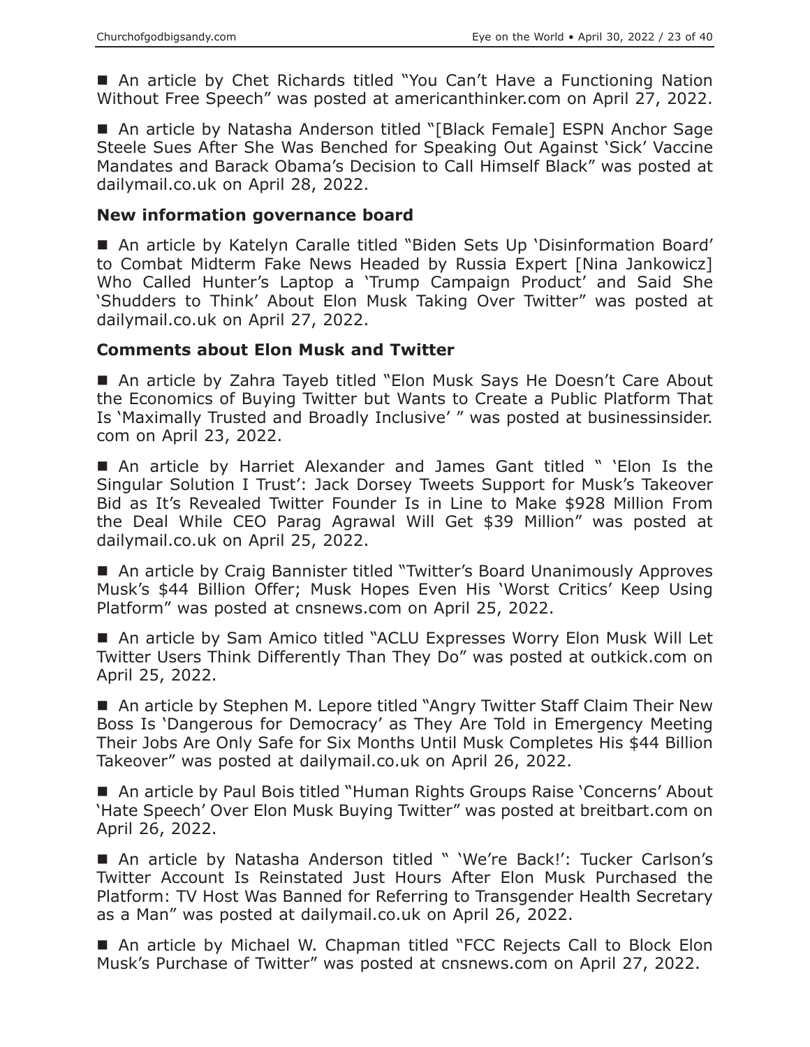■ An article by Chet Richards titled "You Can't Have a Functioning Nation Without Free Speech" was posted at americanthinker.com on April 27, 2022.

■ An article by Natasha Anderson titled "[Black Female] ESPN Anchor Sage Steele Sues After She Was Benched for Speaking Out Against 'Sick' Vaccine Mandates and Barack Obama's Decision to Call Himself Black" was posted at dailymail.co.uk on April 28, 2022.

### New information governance board

■ An article by Katelyn Caralle titled "Biden Sets Up 'Disinformation Board' to Combat Midterm Fake News Headed by Russia Expert [Nina Jankowicz] Who Called Hunter's Laptop a 'Trump Campaign Product' and Said She 'Shudders to Think' About Elon Musk Taking Over Twitter" was posted at dailymail.co.uk on April 27, 2022.

### Comments about Elon Musk and Twitter

■ An article by Zahra Tayeb titled "Elon Musk Says He Doesn't Care About the Economics of Buying Twitter but Wants to Create a Public Platform That Is 'Maximally Trusted and Broadly Inclusive' " was posted at businessinsider.com on April 23, 2022.

■ An article by Harriet Alexander and James Gant titled " 'Elon Is the Singular Solution I Trust': Jack Dorsey Tweets Support for Musk's Takeover Bid as It's Revealed Twitter Founder Is in Line to Make $928 Million From the Deal While CEO Parag Agrawal Will Get $39 Million" was posted at dailymail.co.uk on April 25, 2022.

■ An article by Craig Bannister titled "Twitter's Board Unanimously Approves Musk's $44 Billion Offer; Musk Hopes Even His 'Worst Critics' Keep Using Platform" was posted at cnsnews.com on April 25, 2022.

■ An article by Sam Amico titled "ACLU Expresses Worry Elon Musk Will Let Twitter Users Think Differently Than They Do" was posted at outkick.com on April 25, 2022.

■ An article by Stephen M. Lepore titled "Angry Twitter Staff Claim Their New Boss Is 'Dangerous for Democracy' as They Are Told in Emergency Meeting Their Jobs Are Only Safe for Six Months Until Musk Completes His $44 Billion Takeover" was posted at dailymail.co.uk on April 26, 2022.

■ An article by Paul Bois titled "Human Rights Groups Raise 'Concerns' About 'Hate Speech' Over Elon Musk Buying Twitter" was posted at breitbart.com on April 26, 2022.

■ An article by Natasha Anderson titled " 'We're Back!': Tucker Carlson's Twitter Account Is Reinstated Just Hours After Elon Musk Purchased the Platform: TV Host Was Banned for Referring to Transgender Health Secretary as a Man" was posted at dailymail.co.uk on April 26, 2022.

■ An article by Michael W. Chapman titled "FCC Rejects Call to Block Elon Musk's Purchase of Twitter" was posted at cnsnews.com on April 27, 2022.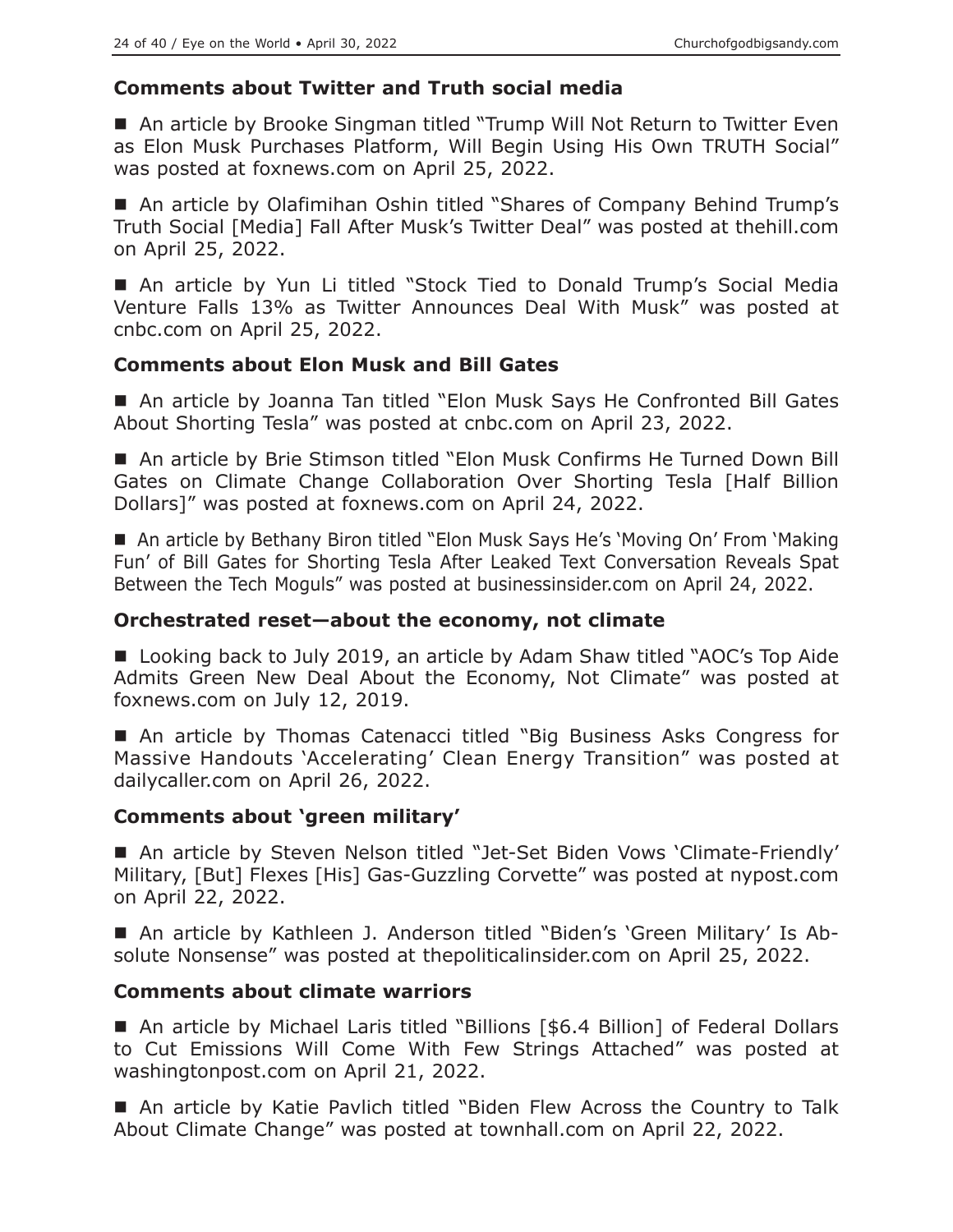### Comments about Twitter and Truth social media

■ An article by Brooke Singman titled "Trump Will Not Return to Twitter Even as Elon Musk Purchases Platform, Will Begin Using His Own TRUTH Social" was posted at foxnews.com on April 25, 2022.

■ An article by Olafimihan Oshin titled "Shares of Company Behind Trump's Truth Social [Media] Fall After Musk's Twitter Deal" was posted at thehill.com on April 25, 2022.

■ An article by Yun Li titled "Stock Tied to Donald Trump's Social Media Venture Falls 13% as Twitter Announces Deal With Musk" was posted at cnbc.com on April 25, 2022.

### Comments about Elon Musk and Bill Gates

■ An article by Joanna Tan titled "Elon Musk Says He Confronted Bill Gates About Shorting Tesla" was posted at cnbc.com on April 23, 2022.

■ An article by Brie Stimson titled "Elon Musk Confirms He Turned Down Bill Gates on Climate Change Collaboration Over Shorting Tesla [Half Billion Dollars]" was posted at foxnews.com on April 24, 2022.

■ An article by Bethany Biron titled "Elon Musk Says He's 'Moving On' From 'Making Fun' of Bill Gates for Shorting Tesla After Leaked Text Conversation Reveals Spat Between the Tech Moguls" was posted at businessinsider.com on April 24, 2022.

### Orchestrated reset—about the economy, not climate

■ Looking back to July 2019, an article by Adam Shaw titled "AOC's Top Aide Admits Green New Deal About the Economy, Not Climate" was posted at foxnews.com on July 12, 2019.

■ An article by Thomas Catenacci titled "Big Business Asks Congress for Massive Handouts 'Accelerating' Clean Energy Transition" was posted at dailycaller.com on April 26, 2022.

### Comments about 'green military'

■ An article by Steven Nelson titled "Jet-Set Biden Vows 'Climate-Friendly' Military, [But] Flexes [His] Gas-Guzzling Corvette" was posted at nypost.com on April 22, 2022.

■ An article by Kathleen J. Anderson titled "Biden's 'Green Military' Is Absolute Nonsense" was posted at thepoliticalinsider.com on April 25, 2022.

### Comments about climate warriors

■ An article by Michael Laris titled "Billions [$6.4 Billion] of Federal Dollars to Cut Emissions Will Come With Few Strings Attached" was posted at washingtonpost.com on April 21, 2022.

■ An article by Katie Pavlich titled "Biden Flew Across the Country to Talk About Climate Change" was posted at townhall.com on April 22, 2022.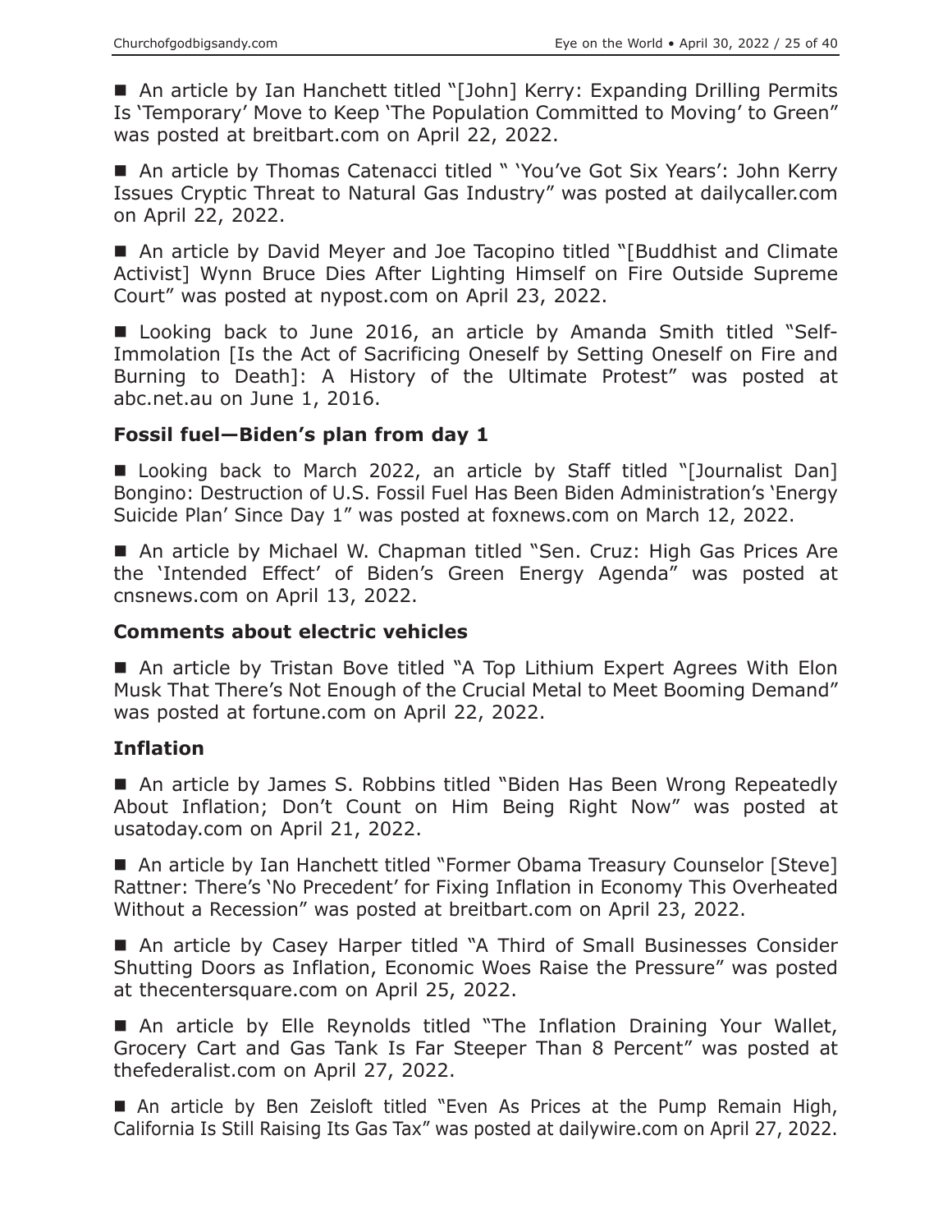- An article by Ian Hanchett titled "[John] Kerry: Expanding Drilling Permits Is 'Temporary' Move to Keep 'The Population Committed to Moving' to Green" was posted at breitbart.com on April 22, 2022.

- An article by Thomas Catenacci titled " 'You've Got Six Years': John Kerry Issues Cryptic Threat to Natural Gas Industry" was posted at dailycaller.com on April 22, 2022.

- An article by David Meyer and Joe Tacopino titled "[Buddhist and Climate Activist] Wynn Bruce Dies After Lighting Himself on Fire Outside Supreme Court" was posted at nypost.com on April 23, 2022.

- Looking back to June 2016, an article by Amanda Smith titled "Self-Immolation [Is the Act of Sacrificing Oneself by Setting Oneself on Fire and Burning to Death]: A History of the Ultimate Protest" was posted at abc.net.au on June 1, 2016.

### Fossil fuel—Biden's plan from day 1

- Looking back to March 2022, an article by Staff titled "[Journalist Dan] Bongino: Destruction of U.S. Fossil Fuel Has Been Biden Administration's 'Energy Suicide Plan' Since Day 1" was posted at foxnews.com on March 12, 2022.

- An article by Michael W. Chapman titled "Sen. Cruz: High Gas Prices Are the 'Intended Effect' of Biden's Green Energy Agenda" was posted at cnsnews.com on April 13, 2022.

### Comments about electric vehicles

- An article by Tristan Bove titled "A Top Lithium Expert Agrees With Elon Musk That There's Not Enough of the Crucial Metal to Meet Booming Demand" was posted at fortune.com on April 22, 2022.

### Inflation

- An article by James S. Robbins titled "Biden Has Been Wrong Repeatedly About Inflation; Don't Count on Him Being Right Now" was posted at usatoday.com on April 21, 2022.

- An article by Ian Hanchett titled "Former Obama Treasury Counselor [Steve] Rattner: There's 'No Precedent' for Fixing Inflation in Economy This Overheated Without a Recession" was posted at breitbart.com on April 23, 2022.

- An article by Casey Harper titled "A Third of Small Businesses Consider Shutting Doors as Inflation, Economic Woes Raise the Pressure" was posted at thecentersquare.com on April 25, 2022.

- An article by Elle Reynolds titled "The Inflation Draining Your Wallet, Grocery Cart and Gas Tank Is Far Steeper Than 8 Percent" was posted at thefederalist.com on April 27, 2022.

- An article by Ben Zeisloft titled "Even As Prices at the Pump Remain High, California Is Still Raising Its Gas Tax" was posted at dailywire.com on April 27, 2022.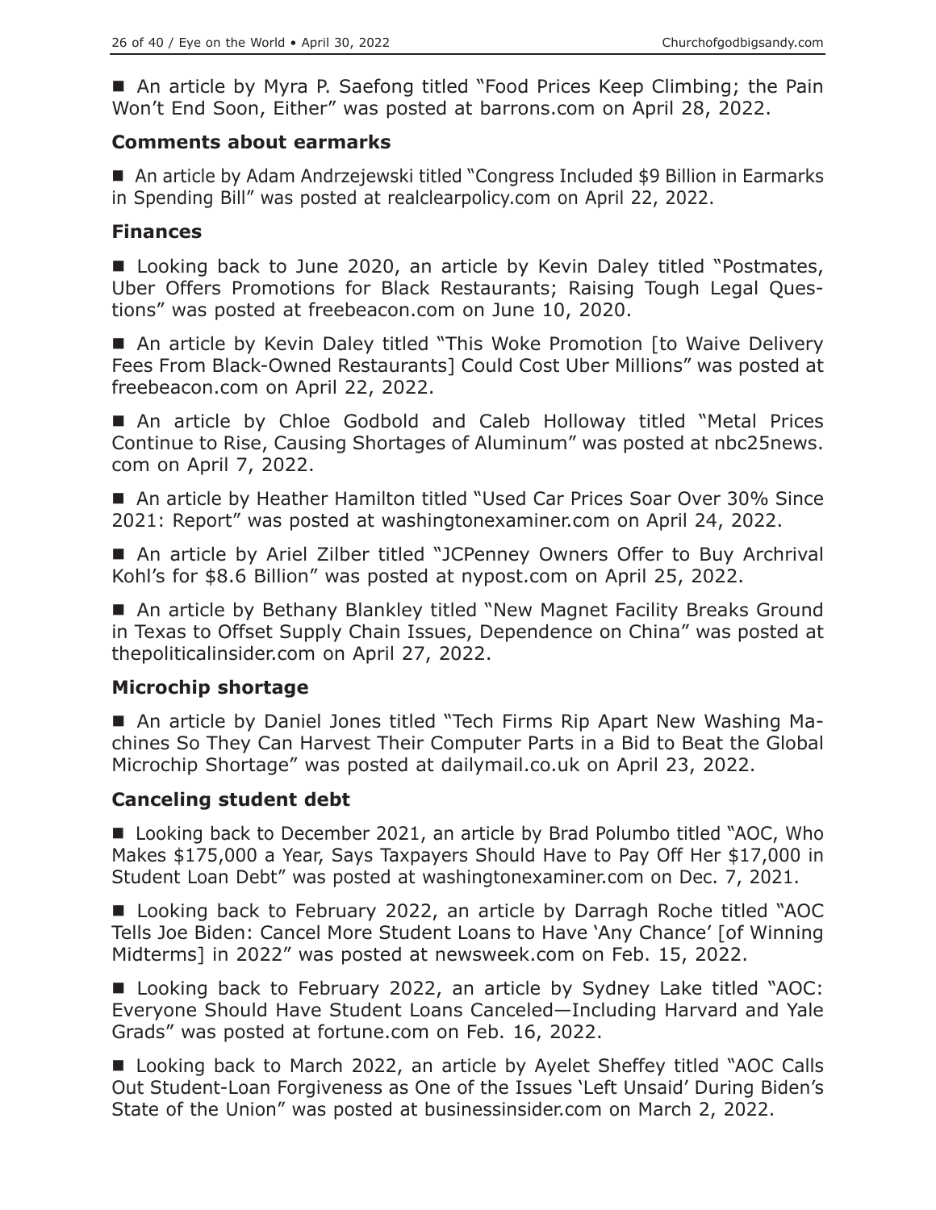■ An article by Myra P. Saefong titled "Food Prices Keep Climbing; the Pain Won't End Soon, Either" was posted at barrons.com on April 28, 2022.

### Comments about earmarks

■ An article by Adam Andrzejewski titled "Congress Included $9 Billion in Earmarks in Spending Bill" was posted at realclearpolicy.com on April 22, 2022.

### Finances

■ Looking back to June 2020, an article by Kevin Daley titled "Postmates, Uber Offers Promotions for Black Restaurants; Raising Tough Legal Questions" was posted at freebeacon.com on June 10, 2020.

■ An article by Kevin Daley titled "This Woke Promotion [to Waive Delivery Fees From Black-Owned Restaurants] Could Cost Uber Millions" was posted at freebeacon.com on April 22, 2022.

■ An article by Chloe Godbold and Caleb Holloway titled "Metal Prices Continue to Rise, Causing Shortages of Aluminum" was posted at nbc25news.com on April 7, 2022.

■ An article by Heather Hamilton titled "Used Car Prices Soar Over 30% Since 2021: Report" was posted at washingtonexaminer.com on April 24, 2022.

■ An article by Ariel Zilber titled "JCPenney Owners Offer to Buy Archrival Kohl's for $8.6 Billion" was posted at nypost.com on April 25, 2022.

■ An article by Bethany Blankley titled "New Magnet Facility Breaks Ground in Texas to Offset Supply Chain Issues, Dependence on China" was posted at thepoliticalinsider.com on April 27, 2022.

### Microchip shortage

■ An article by Daniel Jones titled "Tech Firms Rip Apart New Washing Machines So They Can Harvest Their Computer Parts in a Bid to Beat the Global Microchip Shortage" was posted at dailymail.co.uk on April 23, 2022.

### Canceling student debt

■ Looking back to December 2021, an article by Brad Polumbo titled "AOC, Who Makes $175,000 a Year, Says Taxpayers Should Have to Pay Off Her $17,000 in Student Loan Debt" was posted at washingtonexaminer.com on Dec. 7, 2021.

■ Looking back to February 2022, an article by Darragh Roche titled "AOC Tells Joe Biden: Cancel More Student Loans to Have 'Any Chance' [of Winning Midterms] in 2022" was posted at newsweek.com on Feb. 15, 2022.

■ Looking back to February 2022, an article by Sydney Lake titled "AOC: Everyone Should Have Student Loans Canceled—Including Harvard and Yale Grads" was posted at fortune.com on Feb. 16, 2022.

■ Looking back to March 2022, an article by Ayelet Sheffey titled "AOC Calls Out Student-Loan Forgiveness as One of the Issues 'Left Unsaid' During Biden's State of the Union" was posted at businessinsider.com on March 2, 2022.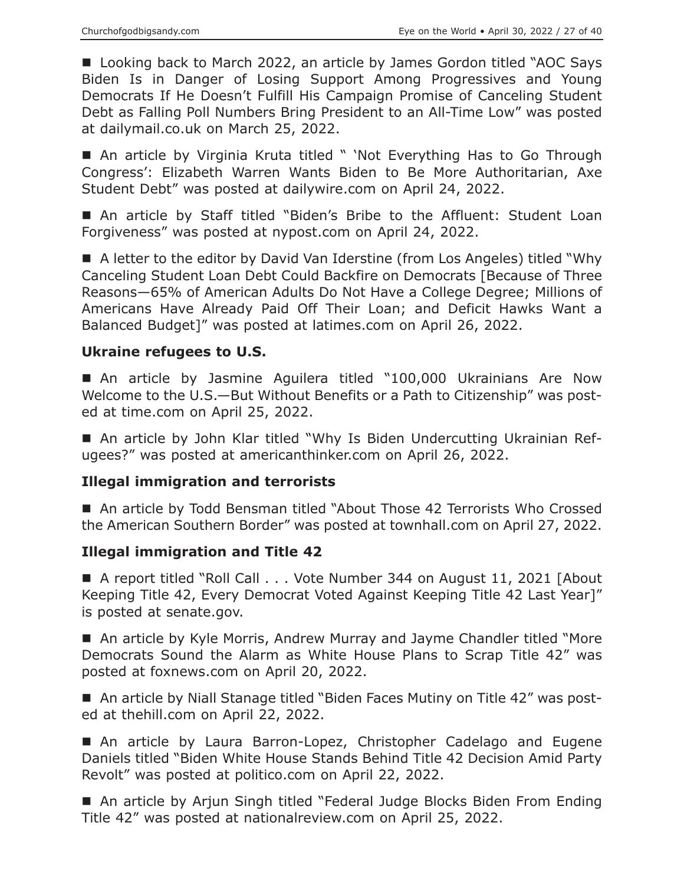■ Looking back to March 2022, an article by James Gordon titled "AOC Says Biden Is in Danger of Losing Support Among Progressives and Young Democrats If He Doesn't Fulfill His Campaign Promise of Canceling Student Debt as Falling Poll Numbers Bring President to an All-Time Low" was posted at dailymail.co.uk on March 25, 2022.

■ An article by Virginia Kruta titled " 'Not Everything Has to Go Through Congress': Elizabeth Warren Wants Biden to Be More Authoritarian, Axe Student Debt" was posted at dailywire.com on April 24, 2022.

■ An article by Staff titled "Biden's Bribe to the Affluent: Student Loan Forgiveness" was posted at nypost.com on April 24, 2022.

■ A letter to the editor by David Van Iderstine (from Los Angeles) titled "Why Canceling Student Loan Debt Could Backfire on Democrats [Because of Three Reasons—65% of American Adults Do Not Have a College Degree; Millions of Americans Have Already Paid Off Their Loan; and Deficit Hawks Want a Balanced Budget]" was posted at latimes.com on April 26, 2022.

### Ukraine refugees to U.S.

■ An article by Jasmine Aguilera titled "100,000 Ukrainians Are Now Welcome to the U.S.—But Without Benefits or a Path to Citizenship" was posted at time.com on April 25, 2022.

■ An article by John Klar titled "Why Is Biden Undercutting Ukrainian Refugees?" was posted at americanthinker.com on April 26, 2022.

### Illegal immigration and terrorists

■ An article by Todd Bensman titled "About Those 42 Terrorists Who Crossed the American Southern Border" was posted at townhall.com on April 27, 2022.

### Illegal immigration and Title 42

■ A report titled "Roll Call . . . Vote Number 344 on August 11, 2021 [About Keeping Title 42, Every Democrat Voted Against Keeping Title 42 Last Year]" is posted at senate.gov.

■ An article by Kyle Morris, Andrew Murray and Jayme Chandler titled "More Democrats Sound the Alarm as White House Plans to Scrap Title 42" was posted at foxnews.com on April 20, 2022.

■ An article by Niall Stanage titled "Biden Faces Mutiny on Title 42" was posted at thehill.com on April 22, 2022.

■ An article by Laura Barron-Lopez, Christopher Cadelago and Eugene Daniels titled "Biden White House Stands Behind Title 42 Decision Amid Party Revolt" was posted at politico.com on April 22, 2022.

■ An article by Arjun Singh titled "Federal Judge Blocks Biden From Ending Title 42" was posted at nationalreview.com on April 25, 2022.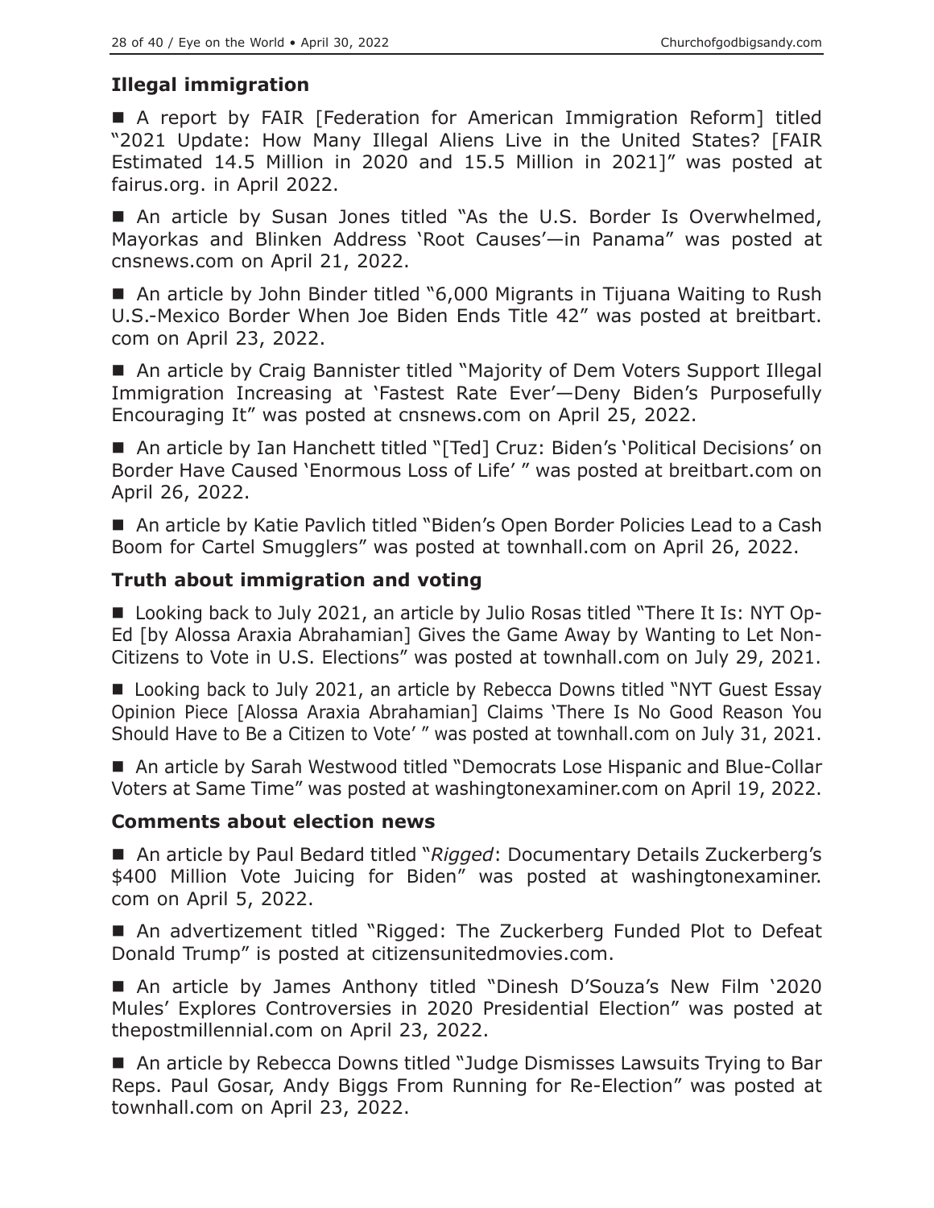## Illegal immigration

■ A report by FAIR [Federation for American Immigration Reform] titled "2021 Update: How Many Illegal Aliens Live in the United States? [FAIR Estimated 14.5 Million in 2020 and 15.5 Million in 2021]" was posted at fairus.org. in April 2022.

■ An article by Susan Jones titled "As the U.S. Border Is Overwhelmed, Mayorkas and Blinken Address 'Root Causes'—in Panama" was posted at cnsnews.com on April 21, 2022.

■ An article by John Binder titled "6,000 Migrants in Tijuana Waiting to Rush U.S.-Mexico Border When Joe Biden Ends Title 42" was posted at breitbart.com on April 23, 2022.

■ An article by Craig Bannister titled "Majority of Dem Voters Support Illegal Immigration Increasing at 'Fastest Rate Ever'—Deny Biden's Purposefully Encouraging It" was posted at cnsnews.com on April 25, 2022.

■ An article by Ian Hanchett titled "[Ted] Cruz: Biden's 'Political Decisions' on Border Have Caused 'Enormous Loss of Life' " was posted at breitbart.com on April 26, 2022.

■ An article by Katie Pavlich titled "Biden's Open Border Policies Lead to a Cash Boom for Cartel Smugglers" was posted at townhall.com on April 26, 2022.

## Truth about immigration and voting

■ Looking back to July 2021, an article by Julio Rosas titled "There It Is: NYT Op-Ed [by Alossa Araxia Abrahamian] Gives the Game Away by Wanting to Let Non-Citizens to Vote in U.S. Elections" was posted at townhall.com on July 29, 2021.

■ Looking back to July 2021, an article by Rebecca Downs titled "NYT Guest Essay Opinion Piece [Alossa Araxia Abrahamian] Claims 'There Is No Good Reason You Should Have to Be a Citizen to Vote' " was posted at townhall.com on July 31, 2021.

■ An article by Sarah Westwood titled "Democrats Lose Hispanic and Blue-Collar Voters at Same Time" was posted at washingtonexaminer.com on April 19, 2022.

## Comments about election news

■ An article by Paul Bedard titled "*Rigged*: Documentary Details Zuckerberg's $400 Million Vote Juicing for Biden" was posted at washingtonexaminer.com on April 5, 2022.

■ An advertizement titled "Rigged: The Zuckerberg Funded Plot to Defeat Donald Trump" is posted at citizensunitedmovies.com.

■ An article by James Anthony titled "Dinesh D'Souza's New Film '2020 Mules' Explores Controversies in 2020 Presidential Election" was posted at thepostmillennial.com on April 23, 2022.

■ An article by Rebecca Downs titled "Judge Dismisses Lawsuits Trying to Bar Reps. Paul Gosar, Andy Biggs From Running for Re-Election" was posted at townhall.com on April 23, 2022.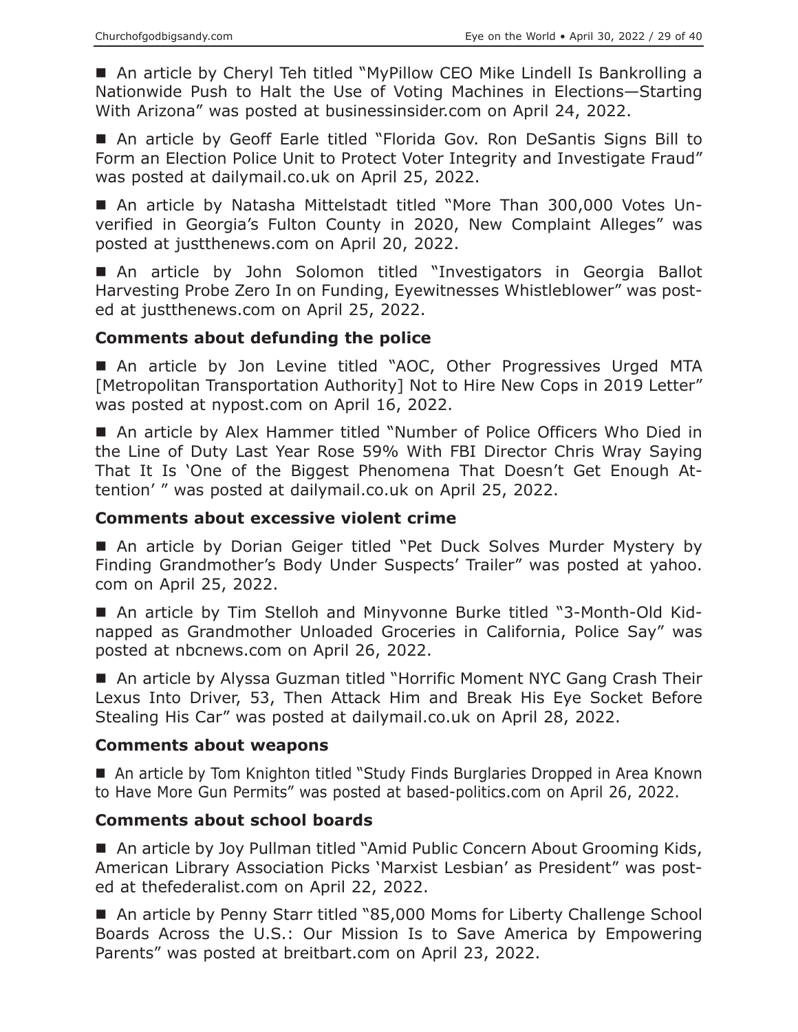■ An article by Cheryl Teh titled "MyPillow CEO Mike Lindell Is Bankrolling a Nationwide Push to Halt the Use of Voting Machines in Elections—Starting With Arizona" was posted at businessinsider.com on April 24, 2022.

■ An article by Geoff Earle titled "Florida Gov. Ron DeSantis Signs Bill to Form an Election Police Unit to Protect Voter Integrity and Investigate Fraud" was posted at dailymail.co.uk on April 25, 2022.

■ An article by Natasha Mittelstadt titled "More Than 300,000 Votes Unverified in Georgia's Fulton County in 2020, New Complaint Alleges" was posted at justthenews.com on April 20, 2022.

■ An article by John Solomon titled "Investigators in Georgia Ballot Harvesting Probe Zero In on Funding, Eyewitnesses Whistleblower" was posted at justthenews.com on April 25, 2022.

### Comments about defunding the police

■ An article by Jon Levine titled "AOC, Other Progressives Urged MTA [Metropolitan Transportation Authority] Not to Hire New Cops in 2019 Letter" was posted at nypost.com on April 16, 2022.

■ An article by Alex Hammer titled "Number of Police Officers Who Died in the Line of Duty Last Year Rose 59% With FBI Director Chris Wray Saying That It Is 'One of the Biggest Phenomena That Doesn't Get Enough Attention' " was posted at dailymail.co.uk on April 25, 2022.

### Comments about excessive violent crime

■ An article by Dorian Geiger titled "Pet Duck Solves Murder Mystery by Finding Grandmother's Body Under Suspects' Trailer" was posted at yahoo.com on April 25, 2022.

■ An article by Tim Stelloh and Minyvonne Burke titled "3-Month-Old Kidnapped as Grandmother Unloaded Groceries in California, Police Say" was posted at nbcnews.com on April 26, 2022.

■ An article by Alyssa Guzman titled "Horrific Moment NYC Gang Crash Their Lexus Into Driver, 53, Then Attack Him and Break His Eye Socket Before Stealing His Car" was posted at dailymail.co.uk on April 28, 2022.

### Comments about weapons

■ An article by Tom Knighton titled "Study Finds Burglaries Dropped in Area Known to Have More Gun Permits" was posted at based-politics.com on April 26, 2022.

### Comments about school boards

■ An article by Joy Pullman titled "Amid Public Concern About Grooming Kids, American Library Association Picks 'Marxist Lesbian' as President" was posted at thefederalist.com on April 22, 2022.

■ An article by Penny Starr titled "85,000 Moms for Liberty Challenge School Boards Across the U.S.: Our Mission Is to Save America by Empowering Parents" was posted at breitbart.com on April 23, 2022.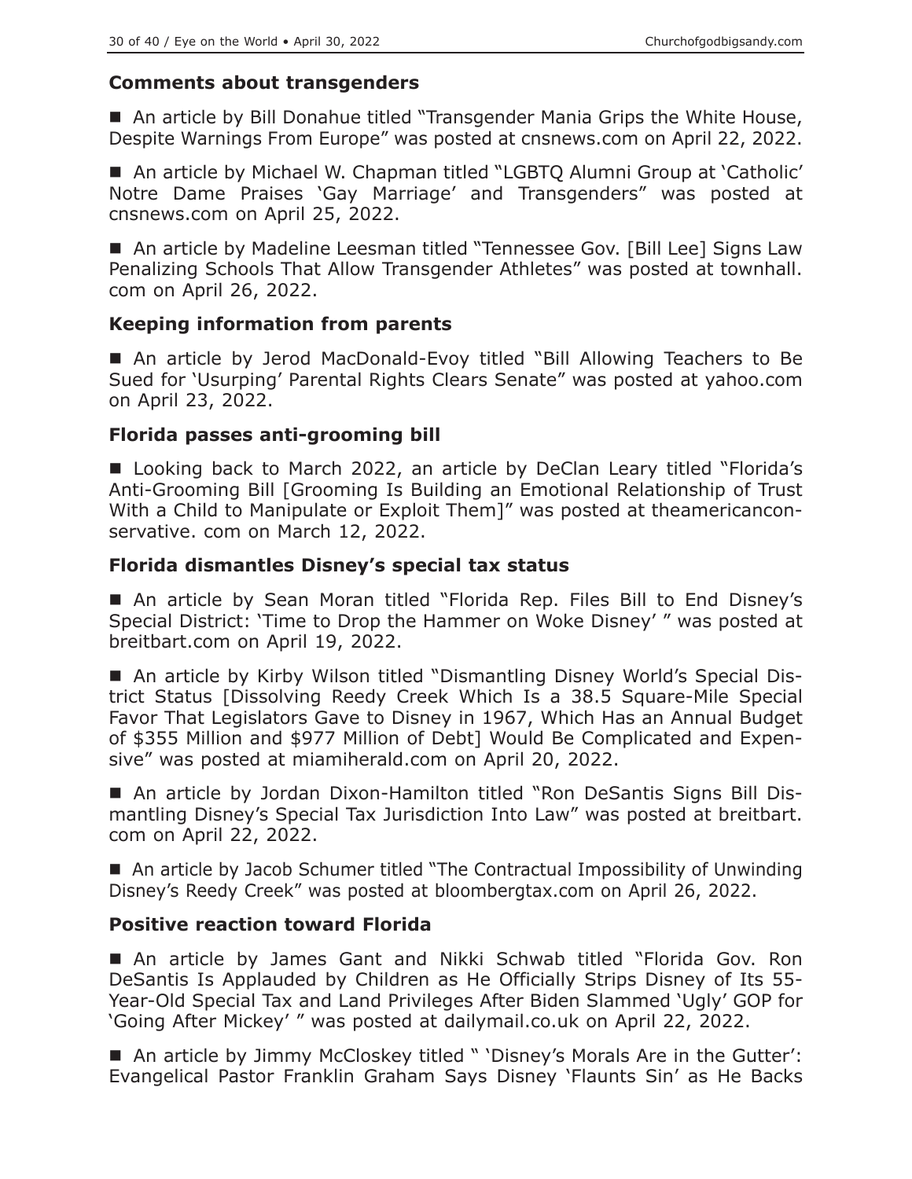### Comments about transgenders

■ An article by Bill Donahue titled "Transgender Mania Grips the White House, Despite Warnings From Europe" was posted at cnsnews.com on April 22, 2022.

■ An article by Michael W. Chapman titled "LGBTQ Alumni Group at 'Catholic' Notre Dame Praises 'Gay Marriage' and Transgenders" was posted at cnsnews.com on April 25, 2022.

■ An article by Madeline Leesman titled "Tennessee Gov. [Bill Lee] Signs Law Penalizing Schools That Allow Transgender Athletes" was posted at townhall.com on April 26, 2022.

### Keeping information from parents

■ An article by Jerod MacDonald-Evoy titled "Bill Allowing Teachers to Be Sued for 'Usurping' Parental Rights Clears Senate" was posted at yahoo.com on April 23, 2022.

### Florida passes anti-grooming bill

■ Looking back to March 2022, an article by DeClan Leary titled "Florida's Anti-Grooming Bill [Grooming Is Building an Emotional Relationship of Trust With a Child to Manipulate or Exploit Them]" was posted at theamericanconservative. com on March 12, 2022.

### Florida dismantles Disney's special tax status

■ An article by Sean Moran titled "Florida Rep. Files Bill to End Disney's Special District: 'Time to Drop the Hammer on Woke Disney' " was posted at breitbart.com on April 19, 2022.

■ An article by Kirby Wilson titled "Dismantling Disney World's Special District Status [Dissolving Reedy Creek Which Is a 38.5 Square-Mile Special Favor That Legislators Gave to Disney in 1967, Which Has an Annual Budget of $355 Million and $977 Million of Debt] Would Be Complicated and Expensive" was posted at miamiherald.com on April 20, 2022.

■ An article by Jordan Dixon-Hamilton titled "Ron DeSantis Signs Bill Dismantling Disney's Special Tax Jurisdiction Into Law" was posted at breitbart.com on April 22, 2022.

■ An article by Jacob Schumer titled "The Contractual Impossibility of Unwinding Disney's Reedy Creek" was posted at bloombergtax.com on April 26, 2022.

### Positive reaction toward Florida

■ An article by James Gant and Nikki Schwab titled "Florida Gov. Ron DeSantis Is Applauded by Children as He Officially Strips Disney of Its 55-Year-Old Special Tax and Land Privileges After Biden Slammed 'Ugly' GOP for 'Going After Mickey' " was posted at dailymail.co.uk on April 22, 2022.

■ An article by Jimmy McCloskey titled " 'Disney's Morals Are in the Gutter': Evangelical Pastor Franklin Graham Says Disney 'Flaunts Sin' as He Backs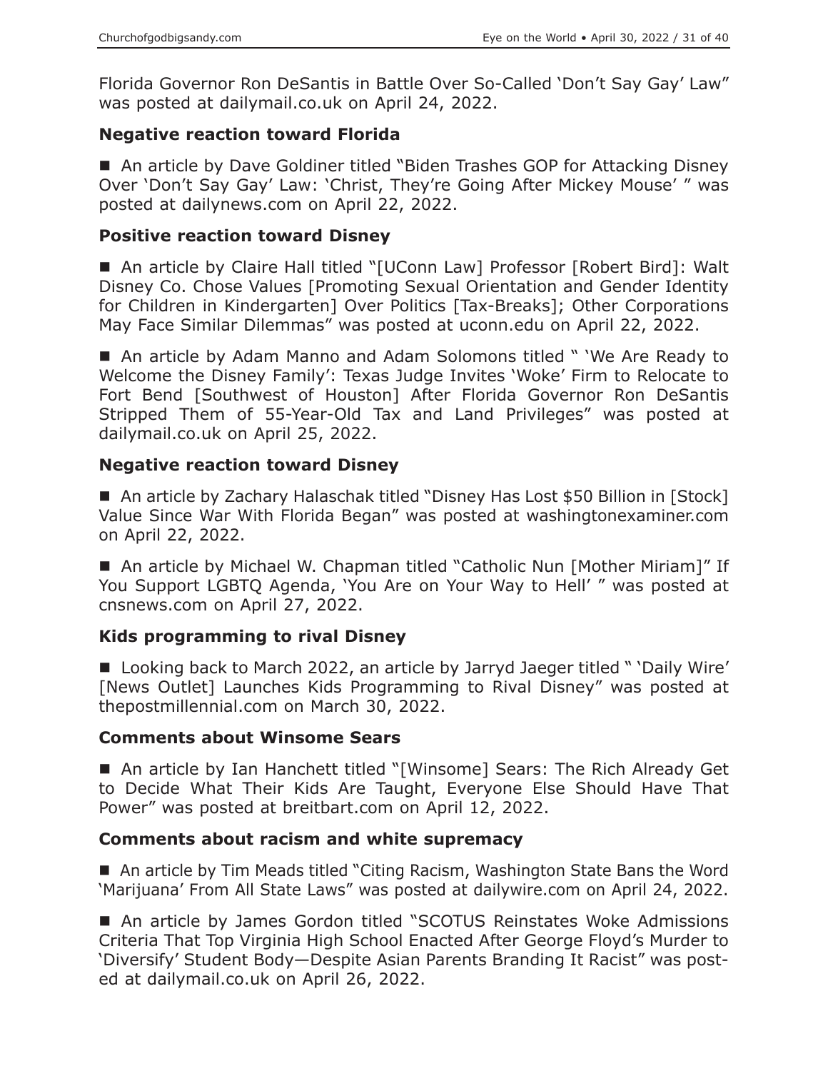Florida Governor Ron DeSantis in Battle Over So-Called 'Don't Say Gay' Law" was posted at dailymail.co.uk on April 24, 2022.

### Negative reaction toward Florida

■ An article by Dave Goldiner titled "Biden Trashes GOP for Attacking Disney Over 'Don't Say Gay' Law: 'Christ, They're Going After Mickey Mouse' " was posted at dailynews.com on April 22, 2022.

### Positive reaction toward Disney

■ An article by Claire Hall titled "[UConn Law] Professor [Robert Bird]: Walt Disney Co. Chose Values [Promoting Sexual Orientation and Gender Identity for Children in Kindergarten] Over Politics [Tax-Breaks]; Other Corporations May Face Similar Dilemmas" was posted at uconn.edu on April 22, 2022.

■ An article by Adam Manno and Adam Solomons titled " 'We Are Ready to Welcome the Disney Family': Texas Judge Invites 'Woke' Firm to Relocate to Fort Bend [Southwest of Houston] After Florida Governor Ron DeSantis Stripped Them of 55-Year-Old Tax and Land Privileges" was posted at dailymail.co.uk on April 25, 2022.

### Negative reaction toward Disney

■ An article by Zachary Halaschak titled "Disney Has Lost $50 Billion in [Stock] Value Since War With Florida Began" was posted at washingtonexaminer.com on April 22, 2022.

■ An article by Michael W. Chapman titled "Catholic Nun [Mother Miriam]" If You Support LGBTQ Agenda, 'You Are on Your Way to Hell' " was posted at cnsnews.com on April 27, 2022.

### Kids programming to rival Disney

■ Looking back to March 2022, an article by Jarryd Jaeger titled " 'Daily Wire' [News Outlet] Launches Kids Programming to Rival Disney" was posted at thepostmillennial.com on March 30, 2022.

### Comments about Winsome Sears

■ An article by Ian Hanchett titled "[Winsome] Sears: The Rich Already Get to Decide What Their Kids Are Taught, Everyone Else Should Have That Power" was posted at breitbart.com on April 12, 2022.

### Comments about racism and white supremacy

■ An article by Tim Meads titled "Citing Racism, Washington State Bans the Word 'Marijuana' From All State Laws" was posted at dailywire.com on April 24, 2022.

■ An article by James Gordon titled "SCOTUS Reinstates Woke Admissions Criteria That Top Virginia High School Enacted After George Floyd's Murder to 'Diversify' Student Body—Despite Asian Parents Branding It Racist" was posted at dailymail.co.uk on April 26, 2022.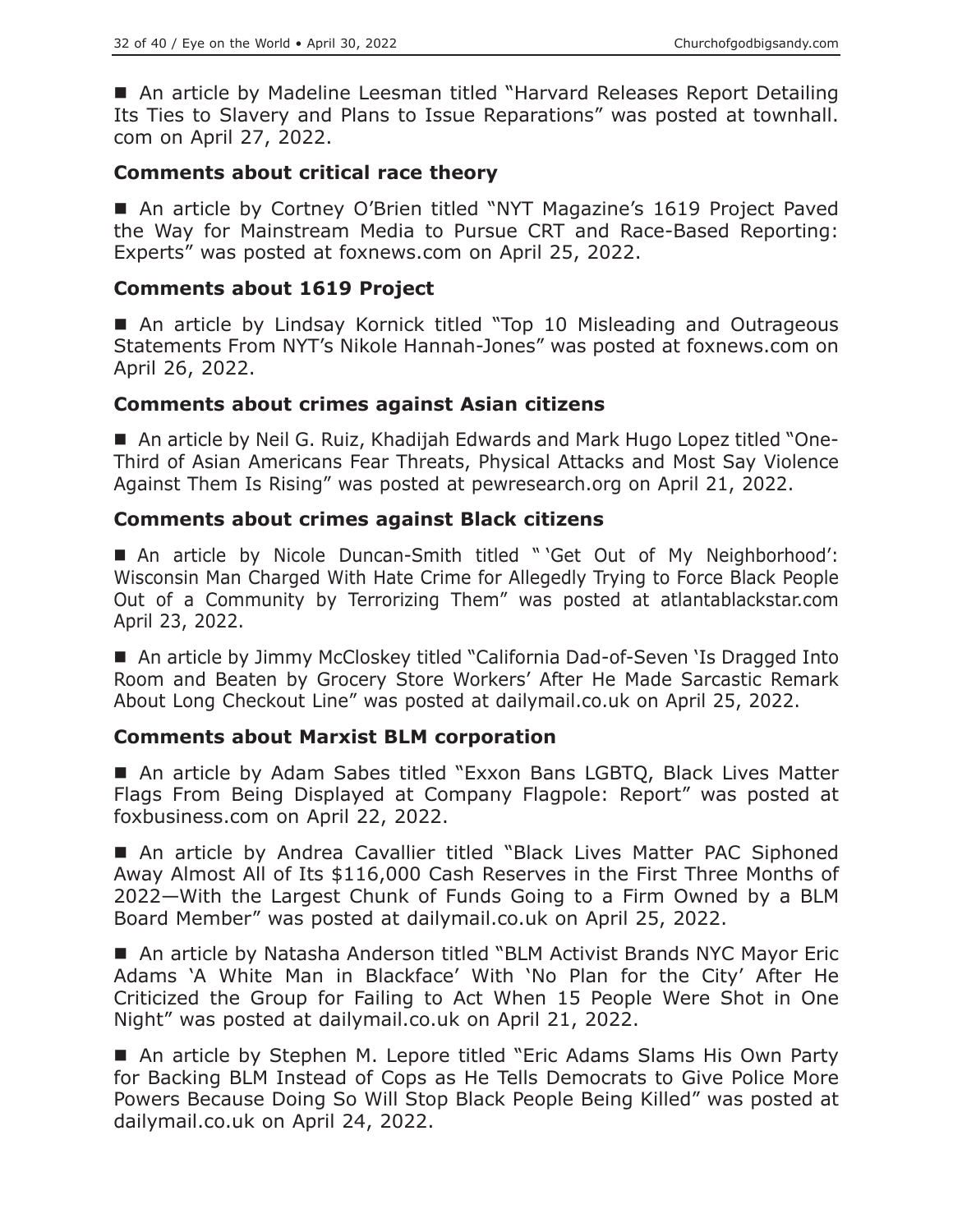■ An article by Madeline Leesman titled "Harvard Releases Report Detailing Its Ties to Slavery and Plans to Issue Reparations" was posted at townhall.com on April 27, 2022.

### Comments about critical race theory

■ An article by Cortney O'Brien titled "NYT Magazine's 1619 Project Paved the Way for Mainstream Media to Pursue CRT and Race-Based Reporting: Experts" was posted at foxnews.com on April 25, 2022.

### Comments about 1619 Project

■ An article by Lindsay Kornick titled "Top 10 Misleading and Outrageous Statements From NYT's Nikole Hannah-Jones" was posted at foxnews.com on April 26, 2022.

### Comments about crimes against Asian citizens

■ An article by Neil G. Ruiz, Khadijah Edwards and Mark Hugo Lopez titled "One-Third of Asian Americans Fear Threats, Physical Attacks and Most Say Violence Against Them Is Rising" was posted at pewresearch.org on April 21, 2022.

### Comments about crimes against Black citizens

■ An article by Nicole Duncan-Smith titled " 'Get Out of My Neighborhood': Wisconsin Man Charged With Hate Crime for Allegedly Trying to Force Black People Out of a Community by Terrorizing Them" was posted at atlantablackstar.com April 23, 2022.

■ An article by Jimmy McCloskey titled "California Dad-of-Seven 'Is Dragged Into Room and Beaten by Grocery Store Workers' After He Made Sarcastic Remark About Long Checkout Line" was posted at dailymail.co.uk on April 25, 2022.

### Comments about Marxist BLM corporation

■ An article by Adam Sabes titled "Exxon Bans LGBTQ, Black Lives Matter Flags From Being Displayed at Company Flagpole: Report" was posted at foxbusiness.com on April 22, 2022.

■ An article by Andrea Cavallier titled "Black Lives Matter PAC Siphoned Away Almost All of Its $116,000 Cash Reserves in the First Three Months of 2022—With the Largest Chunk of Funds Going to a Firm Owned by a BLM Board Member" was posted at dailymail.co.uk on April 25, 2022.

■ An article by Natasha Anderson titled "BLM Activist Brands NYC Mayor Eric Adams 'A White Man in Blackface' With 'No Plan for the City' After He Criticized the Group for Failing to Act When 15 People Were Shot in One Night" was posted at dailymail.co.uk on April 21, 2022.

■ An article by Stephen M. Lepore titled "Eric Adams Slams His Own Party for Backing BLM Instead of Cops as He Tells Democrats to Give Police More Powers Because Doing So Will Stop Black People Being Killed" was posted at dailymail.co.uk on April 24, 2022.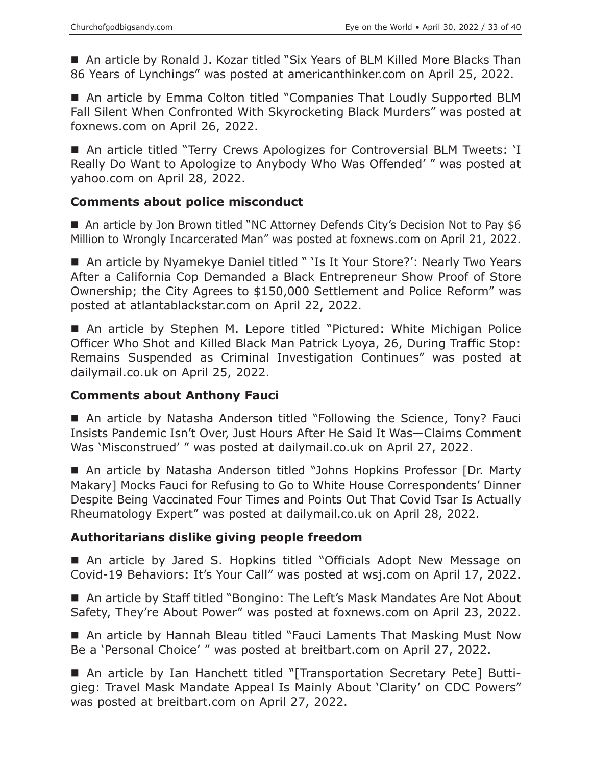- An article by Ronald J. Kozar titled "Six Years of BLM Killed More Blacks Than 86 Years of Lynchings" was posted at americanthinker.com on April 25, 2022.

- An article by Emma Colton titled "Companies That Loudly Supported BLM Fall Silent When Confronted With Skyrocketing Black Murders" was posted at foxnews.com on April 26, 2022.

- An article titled "Terry Crews Apologizes for Controversial BLM Tweets: 'I Really Do Want to Apologize to Anybody Who Was Offended' " was posted at yahoo.com on April 28, 2022.

### Comments about police misconduct

- An article by Jon Brown titled "NC Attorney Defends City's Decision Not to Pay $6 Million to Wrongly Incarcerated Man" was posted at foxnews.com on April 21, 2022.

- An article by Nyamekye Daniel titled " 'Is It Your Store?': Nearly Two Years After a California Cop Demanded a Black Entrepreneur Show Proof of Store Ownership; the City Agrees to $150,000 Settlement and Police Reform" was posted at atlantablackstar.com on April 22, 2022.

- An article by Stephen M. Lepore titled "Pictured: White Michigan Police Officer Who Shot and Killed Black Man Patrick Lyoya, 26, During Traffic Stop: Remains Suspended as Criminal Investigation Continues" was posted at dailymail.co.uk on April 25, 2022.

### Comments about Anthony Fauci

- An article by Natasha Anderson titled "Following the Science, Tony? Fauci Insists Pandemic Isn't Over, Just Hours After He Said It Was—Claims Comment Was 'Misconstrued' " was posted at dailymail.co.uk on April 27, 2022.

- An article by Natasha Anderson titled "Johns Hopkins Professor [Dr. Marty Makary] Mocks Fauci for Refusing to Go to White House Correspondents' Dinner Despite Being Vaccinated Four Times and Points Out That Covid Tsar Is Actually Rheumatology Expert" was posted at dailymail.co.uk on April 28, 2022.

### Authoritarians dislike giving people freedom

- An article by Jared S. Hopkins titled "Officials Adopt New Message on Covid-19 Behaviors: It's Your Call" was posted at wsj.com on April 17, 2022.

- An article by Staff titled "Bongino: The Left's Mask Mandates Are Not About Safety, They're About Power" was posted at foxnews.com on April 23, 2022.

- An article by Hannah Bleau titled "Fauci Laments That Masking Must Now Be a 'Personal Choice' " was posted at breitbart.com on April 27, 2022.

- An article by Ian Hanchett titled "[Transportation Secretary Pete] Buttigieg: Travel Mask Mandate Appeal Is Mainly About 'Clarity' on CDC Powers" was posted at breitbart.com on April 27, 2022.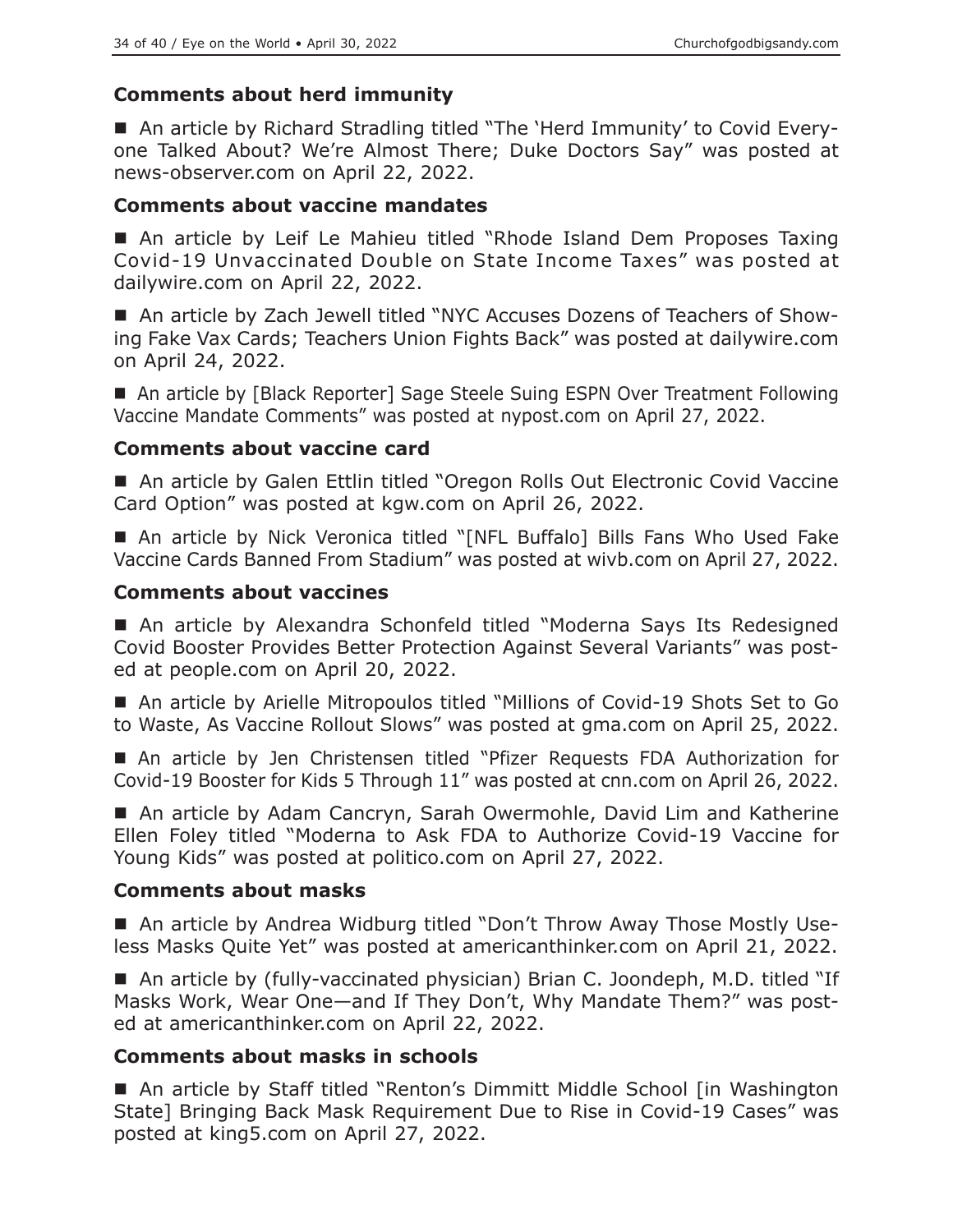**Comments about herd immunity**

■ An article by Richard Stradling titled "The 'Herd Immunity' to Covid Everyone Talked About? We're Almost There; Duke Doctors Say" was posted at news-observer.com on April 22, 2022.

**Comments about vaccine mandates**

■ An article by Leif Le Mahieu titled "Rhode Island Dem Proposes Taxing Covid-19 Unvaccinated Double on State Income Taxes" was posted at dailywire.com on April 22, 2022.

■ An article by Zach Jewell titled "NYC Accuses Dozens of Teachers of Showing Fake Vax Cards; Teachers Union Fights Back" was posted at dailywire.com on April 24, 2022.

■ An article by [Black Reporter] Sage Steele Suing ESPN Over Treatment Following Vaccine Mandate Comments" was posted at nypost.com on April 27, 2022.

**Comments about vaccine card**

■ An article by Galen Ettlin titled "Oregon Rolls Out Electronic Covid Vaccine Card Option" was posted at kgw.com on April 26, 2022.

■ An article by Nick Veronica titled "[NFL Buffalo] Bills Fans Who Used Fake Vaccine Cards Banned From Stadium" was posted at wivb.com on April 27, 2022.

**Comments about vaccines**

■ An article by Alexandra Schonfeld titled "Moderna Says Its Redesigned Covid Booster Provides Better Protection Against Several Variants" was posted at people.com on April 20, 2022.

■ An article by Arielle Mitropoulos titled "Millions of Covid-19 Shots Set to Go to Waste, As Vaccine Rollout Slows" was posted at gma.com on April 25, 2022.

■ An article by Jen Christensen titled "Pfizer Requests FDA Authorization for Covid-19 Booster for Kids 5 Through 11" was posted at cnn.com on April 26, 2022.

■ An article by Adam Cancryn, Sarah Owermohle, David Lim and Katherine Ellen Foley titled "Moderna to Ask FDA to Authorize Covid-19 Vaccine for Young Kids" was posted at politico.com on April 27, 2022.

**Comments about masks**

■ An article by Andrea Widburg titled "Don't Throw Away Those Mostly Useless Masks Quite Yet" was posted at americanthinker.com on April 21, 2022.

■ An article by (fully-vaccinated physician) Brian C. Joondeph, M.D. titled "If Masks Work, Wear One—and If They Don't, Why Mandate Them?" was posted at americanthinker.com on April 22, 2022.

**Comments about masks in schools**

■ An article by Staff titled "Renton's Dimmitt Middle School [in Washington State] Bringing Back Mask Requirement Due to Rise in Covid-19 Cases" was posted at king5.com on April 27, 2022.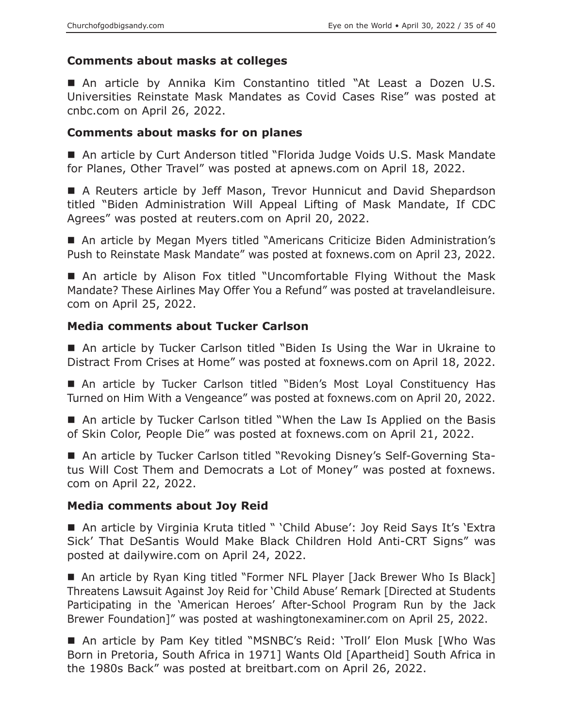**Comments about masks at colleges**

■ An article by Annika Kim Constantino titled "At Least a Dozen U.S. Universities Reinstate Mask Mandates as Covid Cases Rise" was posted at cnbc.com on April 26, 2022.

**Comments about masks for on planes**

■ An article by Curt Anderson titled "Florida Judge Voids U.S. Mask Mandate for Planes, Other Travel" was posted at apnews.com on April 18, 2022.

■ A Reuters article by Jeff Mason, Trevor Hunnicut and David Shepardson titled "Biden Administration Will Appeal Lifting of Mask Mandate, If CDC Agrees" was posted at reuters.com on April 20, 2022.

■ An article by Megan Myers titled "Americans Criticize Biden Administration's Push to Reinstate Mask Mandate" was posted at foxnews.com on April 23, 2022.

■ An article by Alison Fox titled "Uncomfortable Flying Without the Mask Mandate? These Airlines May Offer You a Refund" was posted at travelandleisure.com on April 25, 2022.

**Media comments about Tucker Carlson**

■ An article by Tucker Carlson titled "Biden Is Using the War in Ukraine to Distract From Crises at Home" was posted at foxnews.com on April 18, 2022.

■ An article by Tucker Carlson titled "Biden's Most Loyal Constituency Has Turned on Him With a Vengeance" was posted at foxnews.com on April 20, 2022.

■ An article by Tucker Carlson titled "When the Law Is Applied on the Basis of Skin Color, People Die" was posted at foxnews.com on April 21, 2022.

■ An article by Tucker Carlson titled "Revoking Disney's Self-Governing Status Will Cost Them and Democrats a Lot of Money" was posted at foxnews.com on April 22, 2022.

**Media comments about Joy Reid**

■ An article by Virginia Kruta titled " 'Child Abuse': Joy Reid Says It's 'Extra Sick' That DeSantis Would Make Black Children Hold Anti-CRT Signs" was posted at dailywire.com on April 24, 2022.

■ An article by Ryan King titled "Former NFL Player [Jack Brewer Who Is Black] Threatens Lawsuit Against Joy Reid for 'Child Abuse' Remark [Directed at Students Participating in the 'American Heroes' After-School Program Run by the Jack Brewer Foundation]" was posted at washingtonexaminer.com on April 25, 2022.

■ An article by Pam Key titled "MSNBC's Reid: 'Troll' Elon Musk [Who Was Born in Pretoria, South Africa in 1971] Wants Old [Apartheid] South Africa in the 1980s Back" was posted at breitbart.com on April 26, 2022.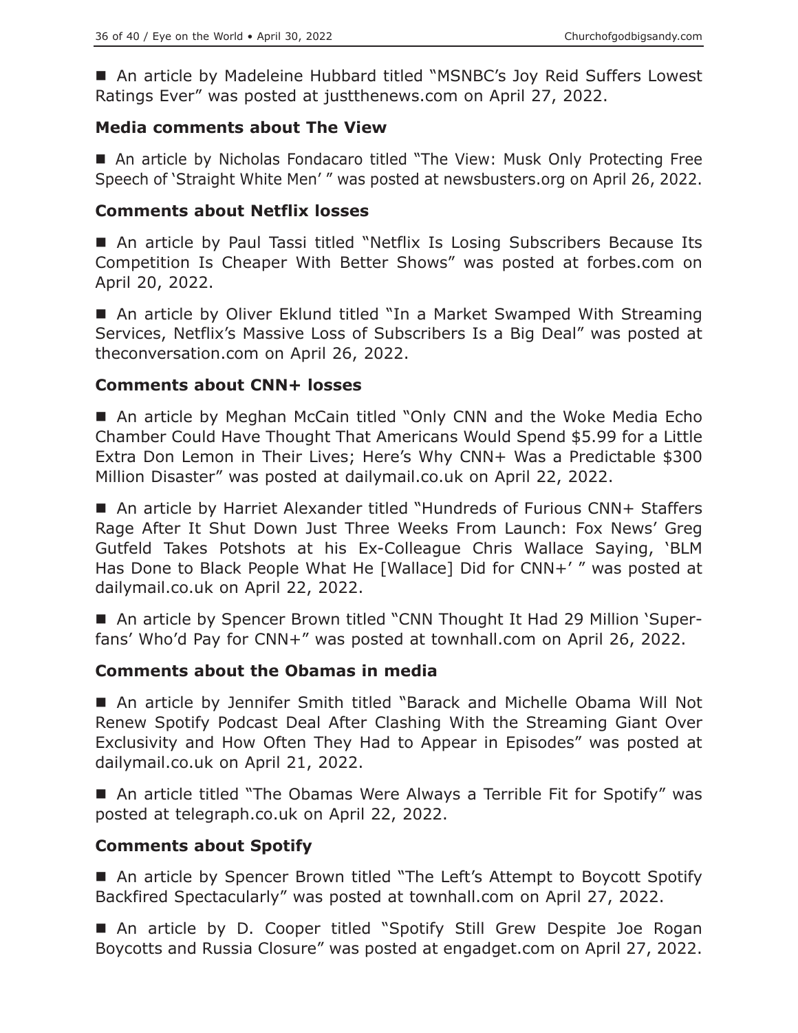■ An article by Madeleine Hubbard titled "MSNBC's Joy Reid Suffers Lowest Ratings Ever" was posted at justthenews.com on April 27, 2022.

### Media comments about The View

■ An article by Nicholas Fondacaro titled "The View: Musk Only Protecting Free Speech of 'Straight White Men' " was posted at newsbusters.org on April 26, 2022.

### Comments about Netflix losses

■ An article by Paul Tassi titled "Netflix Is Losing Subscribers Because Its Competition Is Cheaper With Better Shows" was posted at forbes.com on April 20, 2022.

■ An article by Oliver Eklund titled "In a Market Swamped With Streaming Services, Netflix's Massive Loss of Subscribers Is a Big Deal" was posted at theconversation.com on April 26, 2022.

### Comments about CNN+ losses

■ An article by Meghan McCain titled "Only CNN and the Woke Media Echo Chamber Could Have Thought That Americans Would Spend $5.99 for a Little Extra Don Lemon in Their Lives; Here's Why CNN+ Was a Predictable $300 Million Disaster" was posted at dailymail.co.uk on April 22, 2022.

■ An article by Harriet Alexander titled "Hundreds of Furious CNN+ Staffers Rage After It Shut Down Just Three Weeks From Launch: Fox News' Greg Gutfeld Takes Potshots at his Ex-Colleague Chris Wallace Saying, 'BLM Has Done to Black People What He [Wallace] Did for CNN+' " was posted at dailymail.co.uk on April 22, 2022.

■ An article by Spencer Brown titled "CNN Thought It Had 29 Million 'Super-fans' Who'd Pay for CNN+" was posted at townhall.com on April 26, 2022.

### Comments about the Obamas in media

■ An article by Jennifer Smith titled "Barack and Michelle Obama Will Not Renew Spotify Podcast Deal After Clashing With the Streaming Giant Over Exclusivity and How Often They Had to Appear in Episodes" was posted at dailymail.co.uk on April 21, 2022.

■ An article titled "The Obamas Were Always a Terrible Fit for Spotify" was posted at telegraph.co.uk on April 22, 2022.

### Comments about Spotify

■ An article by Spencer Brown titled "The Left's Attempt to Boycott Spotify Backfired Spectacularly" was posted at townhall.com on April 27, 2022.

■ An article by D. Cooper titled "Spotify Still Grew Despite Joe Rogan Boycotts and Russia Closure" was posted at engadget.com on April 27, 2022.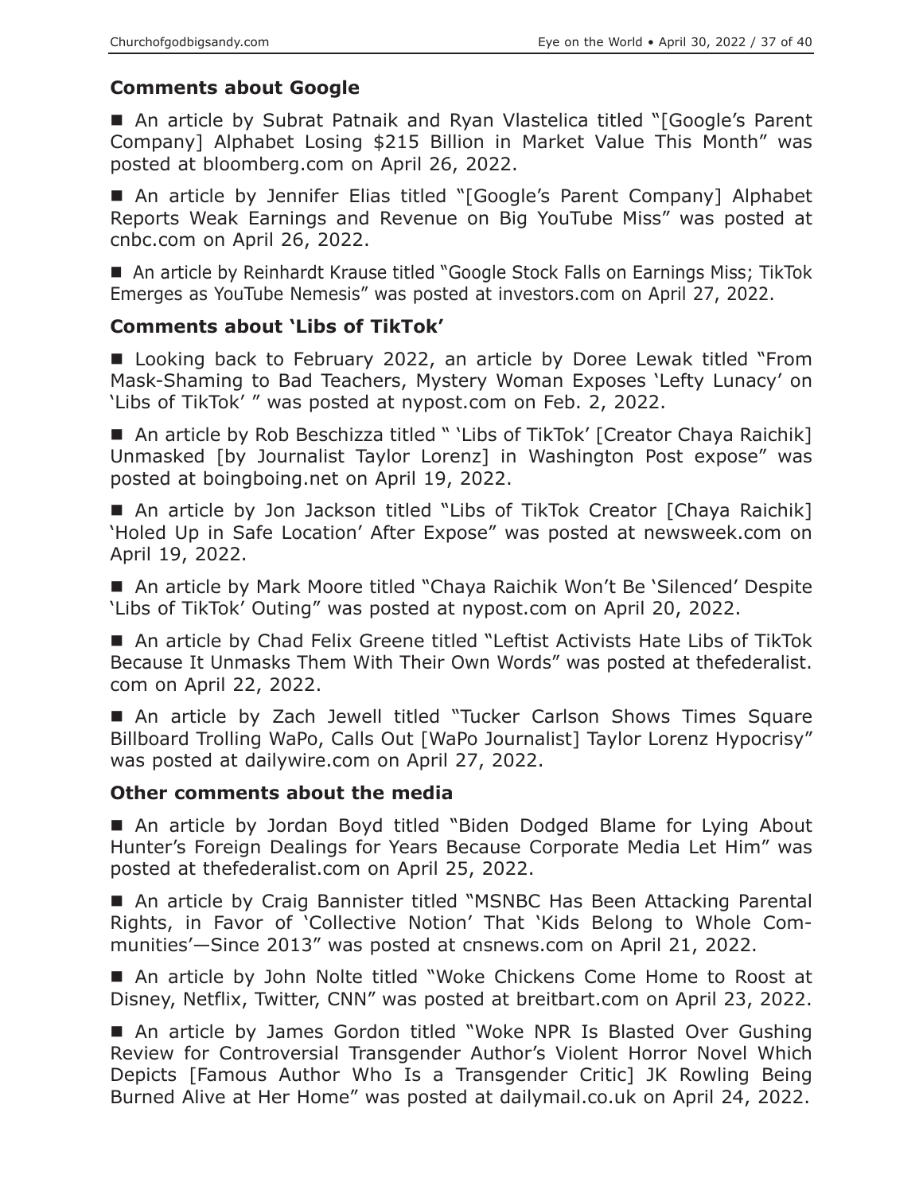### Comments about Google

■ An article by Subrat Patnaik and Ryan Vlastelica titled "[Google's Parent Company] Alphabet Losing $215 Billion in Market Value This Month" was posted at bloomberg.com on April 26, 2022.

■ An article by Jennifer Elias titled "[Google's Parent Company] Alphabet Reports Weak Earnings and Revenue on Big YouTube Miss" was posted at cnbc.com on April 26, 2022.

■ An article by Reinhardt Krause titled "Google Stock Falls on Earnings Miss; TikTok Emerges as YouTube Nemesis" was posted at investors.com on April 27, 2022.

### Comments about 'Libs of TikTok'

■ Looking back to February 2022, an article by Doree Lewak titled "From Mask-Shaming to Bad Teachers, Mystery Woman Exposes 'Lefty Lunacy' on 'Libs of TikTok' " was posted at nypost.com on Feb. 2, 2022.

■ An article by Rob Beschizza titled " 'Libs of TikTok' [Creator Chaya Raichik] Unmasked [by Journalist Taylor Lorenz] in Washington Post expose" was posted at boingboing.net on April 19, 2022.

■ An article by Jon Jackson titled "Libs of TikTok Creator [Chaya Raichik] 'Holed Up in Safe Location' After Expose" was posted at newsweek.com on April 19, 2022.

■ An article by Mark Moore titled "Chaya Raichik Won't Be 'Silenced' Despite 'Libs of TikTok' Outing" was posted at nypost.com on April 20, 2022.

■ An article by Chad Felix Greene titled "Leftist Activists Hate Libs of TikTok Because It Unmasks Them With Their Own Words" was posted at thefederalist.com on April 22, 2022.

■ An article by Zach Jewell titled "Tucker Carlson Shows Times Square Billboard Trolling WaPo, Calls Out [WaPo Journalist] Taylor Lorenz Hypocrisy" was posted at dailywire.com on April 27, 2022.

### Other comments about the media

■ An article by Jordan Boyd titled "Biden Dodged Blame for Lying About Hunter's Foreign Dealings for Years Because Corporate Media Let Him" was posted at thefederalist.com on April 25, 2022.

■ An article by Craig Bannister titled "MSNBC Has Been Attacking Parental Rights, in Favor of 'Collective Notion' That 'Kids Belong to Whole Communities'—Since 2013" was posted at cnsnews.com on April 21, 2022.

■ An article by John Nolte titled "Woke Chickens Come Home to Roost at Disney, Netflix, Twitter, CNN" was posted at breitbart.com on April 23, 2022.

■ An article by James Gordon titled "Woke NPR Is Blasted Over Gushing Review for Controversial Transgender Author's Violent Horror Novel Which Depicts [Famous Author Who Is a Transgender Critic] JK Rowling Being Burned Alive at Her Home" was posted at dailymail.co.uk on April 24, 2022.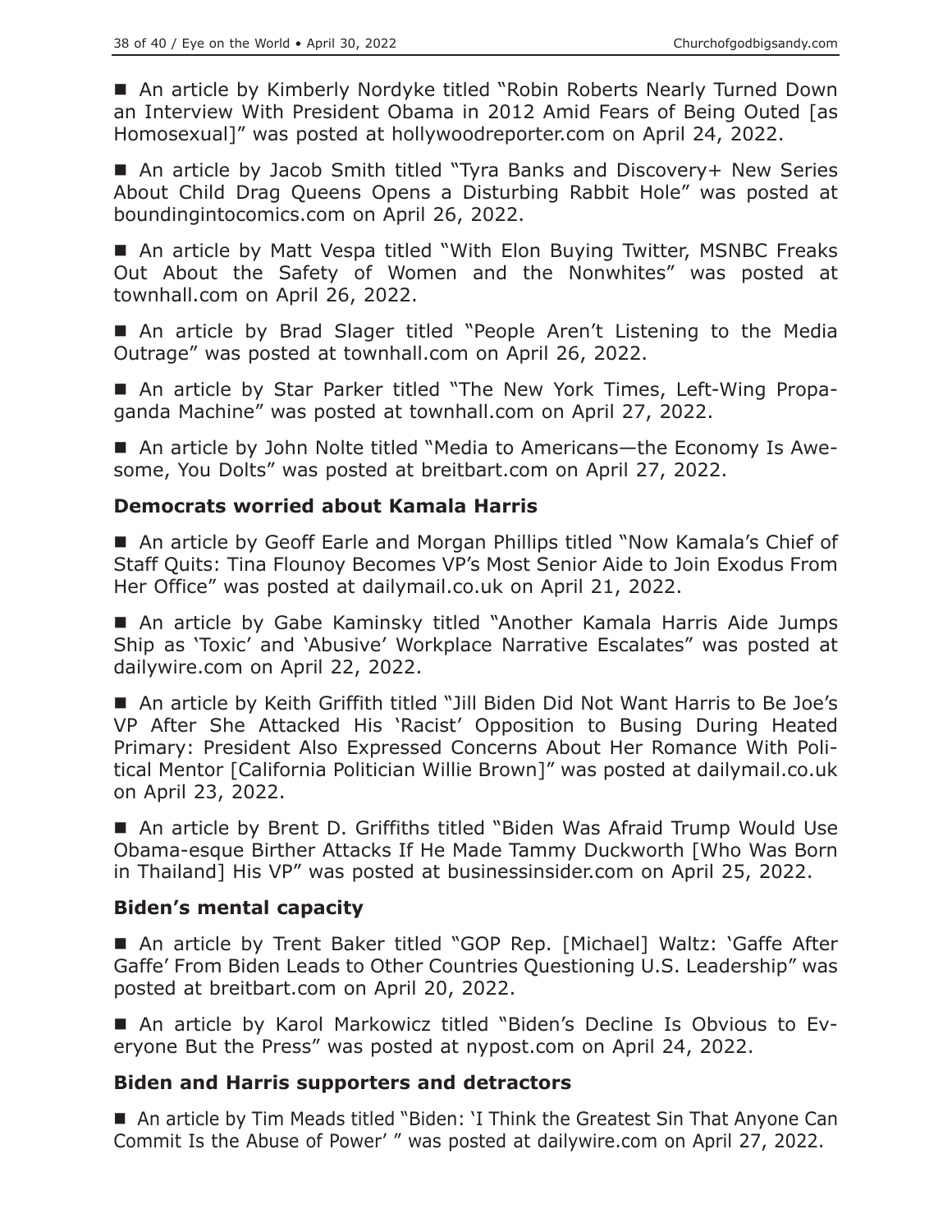■ An article by Kimberly Nordyke titled "Robin Roberts Nearly Turned Down an Interview With President Obama in 2012 Amid Fears of Being Outed [as Homosexual]" was posted at hollywoodreporter.com on April 24, 2022.

■ An article by Jacob Smith titled "Tyra Banks and Discovery+ New Series About Child Drag Queens Opens a Disturbing Rabbit Hole" was posted at boundingintocomics.com on April 26, 2022.

■ An article by Matt Vespa titled "With Elon Buying Twitter, MSNBC Freaks Out About the Safety of Women and the Nonwhites" was posted at townhall.com on April 26, 2022.

■ An article by Brad Slager titled "People Aren't Listening to the Media Outrage" was posted at townhall.com on April 26, 2022.

■ An article by Star Parker titled "The New York Times, Left-Wing Propaganda Machine" was posted at townhall.com on April 27, 2022.

■ An article by John Nolte titled "Media to Americans—the Economy Is Awesome, You Dolts" was posted at breitbart.com on April 27, 2022.

### Democrats worried about Kamala Harris

■ An article by Geoff Earle and Morgan Phillips titled "Now Kamala's Chief of Staff Quits: Tina Flounoy Becomes VP's Most Senior Aide to Join Exodus From Her Office" was posted at dailymail.co.uk on April 21, 2022.

■ An article by Gabe Kaminsky titled "Another Kamala Harris Aide Jumps Ship as 'Toxic' and 'Abusive' Workplace Narrative Escalates" was posted at dailywire.com on April 22, 2022.

■ An article by Keith Griffith titled "Jill Biden Did Not Want Harris to Be Joe's VP After She Attacked His 'Racist' Opposition to Busing During Heated Primary: President Also Expressed Concerns About Her Romance With Political Mentor [California Politician Willie Brown]" was posted at dailymail.co.uk on April 23, 2022.

■ An article by Brent D. Griffiths titled "Biden Was Afraid Trump Would Use Obama-esque Birther Attacks If He Made Tammy Duckworth [Who Was Born in Thailand] His VP" was posted at businessinsider.com on April 25, 2022.

### Biden's mental capacity

■ An article by Trent Baker titled "GOP Rep. [Michael] Waltz: 'Gaffe After Gaffe' From Biden Leads to Other Countries Questioning U.S. Leadership" was posted at breitbart.com on April 20, 2022.

■ An article by Karol Markowicz titled "Biden's Decline Is Obvious to Everyone But the Press" was posted at nypost.com on April 24, 2022.

### Biden and Harris supporters and detractors

■ An article by Tim Meads titled "Biden: 'I Think the Greatest Sin That Anyone Can Commit Is the Abuse of Power' " was posted at dailywire.com on April 27, 2022.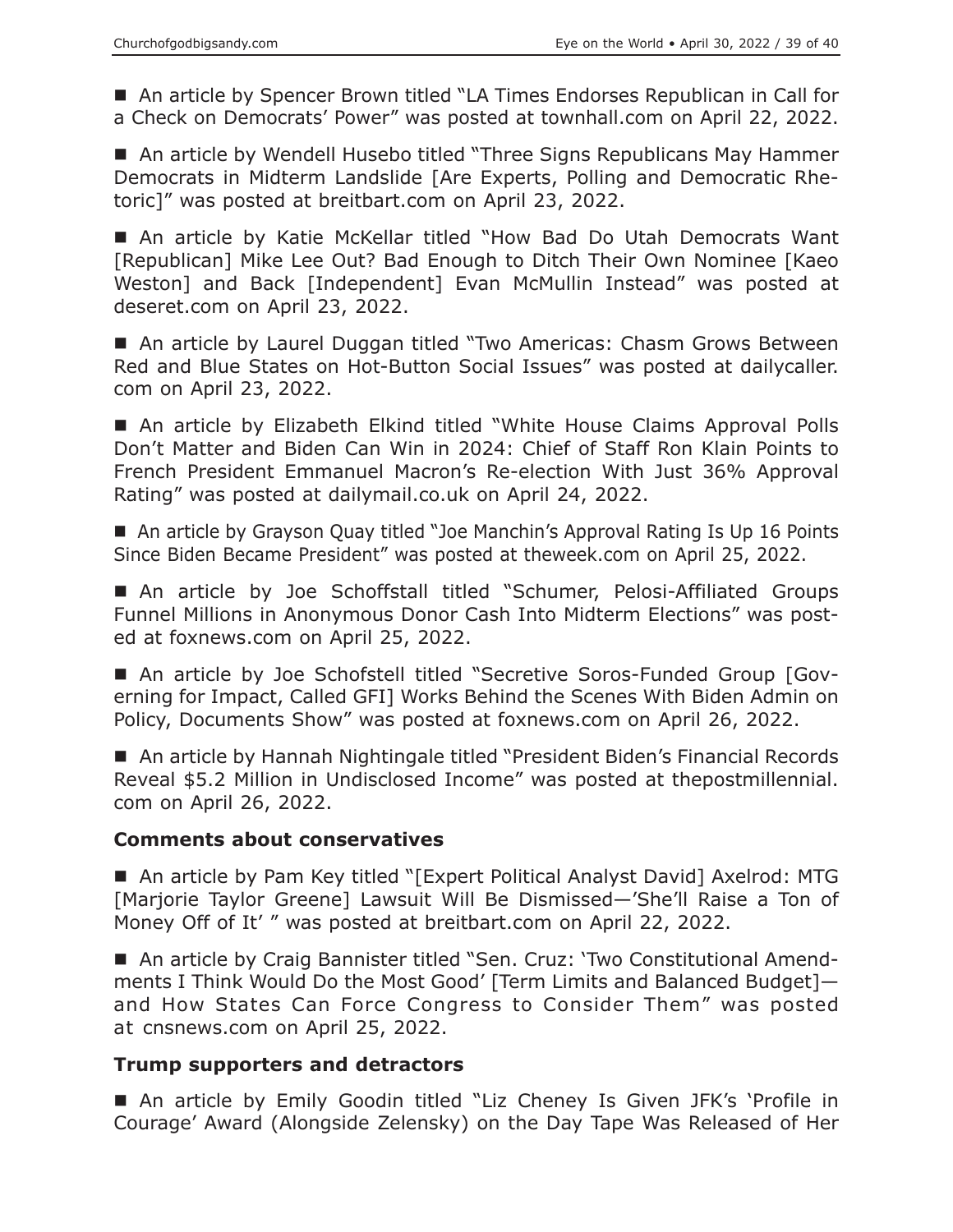■ An article by Spencer Brown titled "LA Times Endorses Republican in Call for a Check on Democrats' Power" was posted at townhall.com on April 22, 2022.

■ An article by Wendell Husebo titled "Three Signs Republicans May Hammer Democrats in Midterm Landslide [Are Experts, Polling and Democratic Rhetoric]" was posted at breitbart.com on April 23, 2022.

■ An article by Katie McKellar titled "How Bad Do Utah Democrats Want [Republican] Mike Lee Out? Bad Enough to Ditch Their Own Nominee [Kaeo Weston] and Back [Independent] Evan McMullin Instead" was posted at deseret.com on April 23, 2022.

■ An article by Laurel Duggan titled "Two Americas: Chasm Grows Between Red and Blue States on Hot-Button Social Issues" was posted at dailycaller.com on April 23, 2022.

■ An article by Elizabeth Elkind titled "White House Claims Approval Polls Don't Matter and Biden Can Win in 2024: Chief of Staff Ron Klain Points to French President Emmanuel Macron's Re-election With Just 36% Approval Rating" was posted at dailymail.co.uk on April 24, 2022.

■ An article by Grayson Quay titled "Joe Manchin's Approval Rating Is Up 16 Points Since Biden Became President" was posted at theweek.com on April 25, 2022.

■ An article by Joe Schoffstall titled "Schumer, Pelosi-Affiliated Groups Funnel Millions in Anonymous Donor Cash Into Midterm Elections" was posted at foxnews.com on April 25, 2022.

■ An article by Joe Schofstell titled "Secretive Soros-Funded Group [Governing for Impact, Called GFI] Works Behind the Scenes With Biden Admin on Policy, Documents Show" was posted at foxnews.com on April 26, 2022.

■ An article by Hannah Nightingale titled "President Biden's Financial Records Reveal $5.2 Million in Undisclosed Income" was posted at thepostmillennial.com on April 26, 2022.

### Comments about conservatives

■ An article by Pam Key titled "[Expert Political Analyst David] Axelrod: MTG [Marjorie Taylor Greene] Lawsuit Will Be Dismissed—'She'll Raise a Ton of Money Off of It' " was posted at breitbart.com on April 22, 2022.

■ An article by Craig Bannister titled "Sen. Cruz: 'Two Constitutional Amendments I Think Would Do the Most Good' [Term Limits and Balanced Budget]—and How States Can Force Congress to Consider Them" was posted at cnsnews.com on April 25, 2022.

### Trump supporters and detractors

■ An article by Emily Goodin titled "Liz Cheney Is Given JFK's 'Profile in Courage' Award (Alongside Zelensky) on the Day Tape Was Released of Her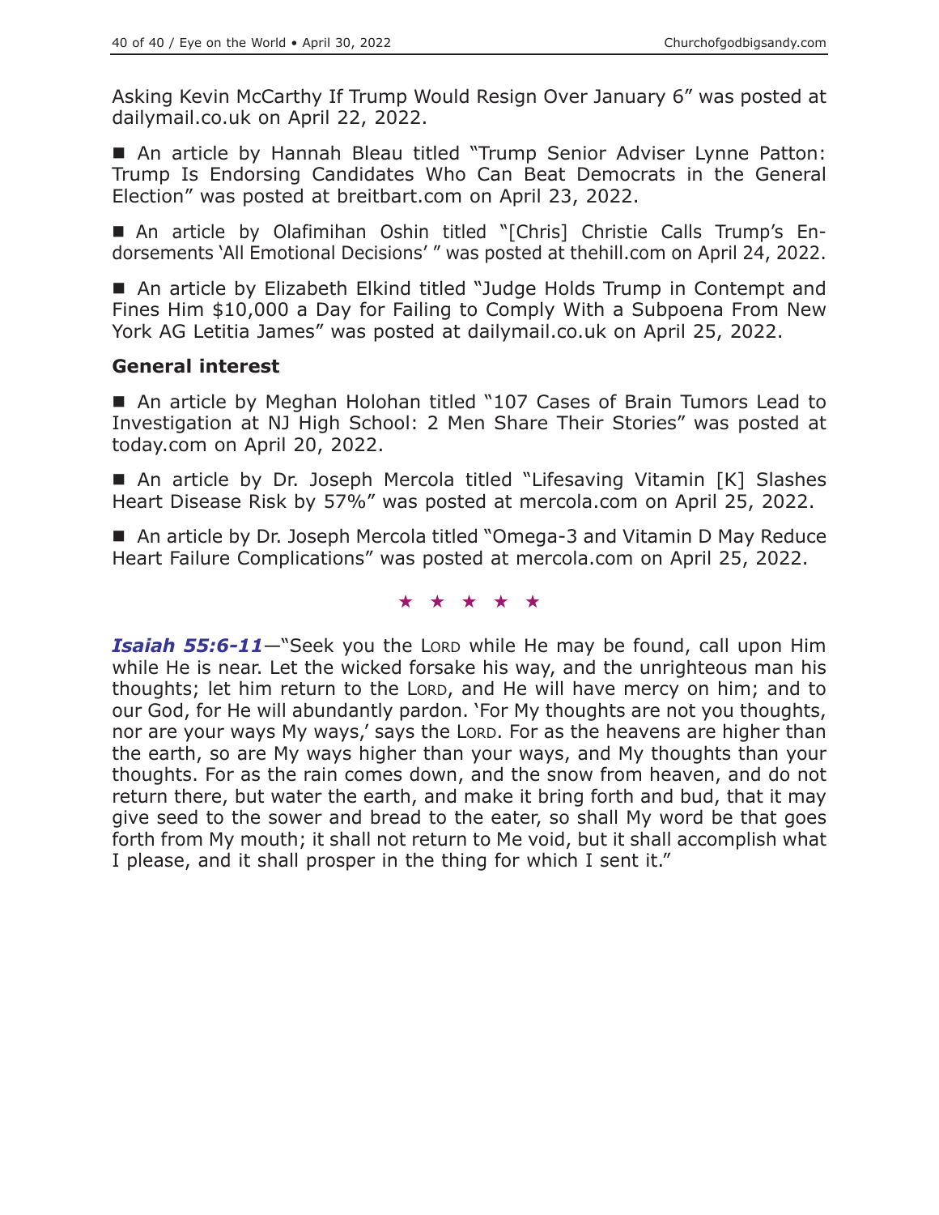Asking Kevin McCarthy If Trump Would Resign Over January 6" was posted at dailymail.co.uk on April 22, 2022.

■ An article by Hannah Bleau titled "Trump Senior Adviser Lynne Patton: Trump Is Endorsing Candidates Who Can Beat Democrats in the General Election" was posted at breitbart.com on April 23, 2022.

■ An article by Olafimihan Oshin titled "[Chris] Christie Calls Trump's Endorsements 'All Emotional Decisions' " was posted at thehill.com on April 24, 2022.

■ An article by Elizabeth Elkind titled "Judge Holds Trump in Contempt and Fines Him $10,000 a Day for Failing to Comply With a Subpoena From New York AG Letitia James" was posted at dailymail.co.uk on April 25, 2022.

### General interest

■ An article by Meghan Holohan titled "107 Cases of Brain Tumors Lead to Investigation at NJ High School: 2 Men Share Their Stories" was posted at today.com on April 20, 2022.

■ An article by Dr. Joseph Mercola titled "Lifesaving Vitamin [K] Slashes Heart Disease Risk by 57%" was posted at mercola.com on April 25, 2022.

■ An article by Dr. Joseph Mercola titled "Omega-3 and Vitamin D May Reduce Heart Failure Complications" was posted at mercola.com on April 25, 2022.

★ ★ ★ ★ ★

***Isaiah 55:6-11***—"Seek you the LORD while He may be found, call upon Him while He is near. Let the wicked forsake his way, and the unrighteous man his thoughts; let him return to the LORD, and He will have mercy on him; and to our God, for He will abundantly pardon. 'For My thoughts are not you thoughts, nor are your ways My ways,' says the LORD. For as the heavens are higher than the earth, so are My ways higher than your ways, and My thoughts than your thoughts. For as the rain comes down, and the snow from heaven, and do not return there, but water the earth, and make it bring forth and bud, that it may give seed to the sower and bread to the eater, so shall My word be that goes forth from My mouth; it shall not return to Me void, but it shall accomplish what I please, and it shall prosper in the thing for which I sent it."